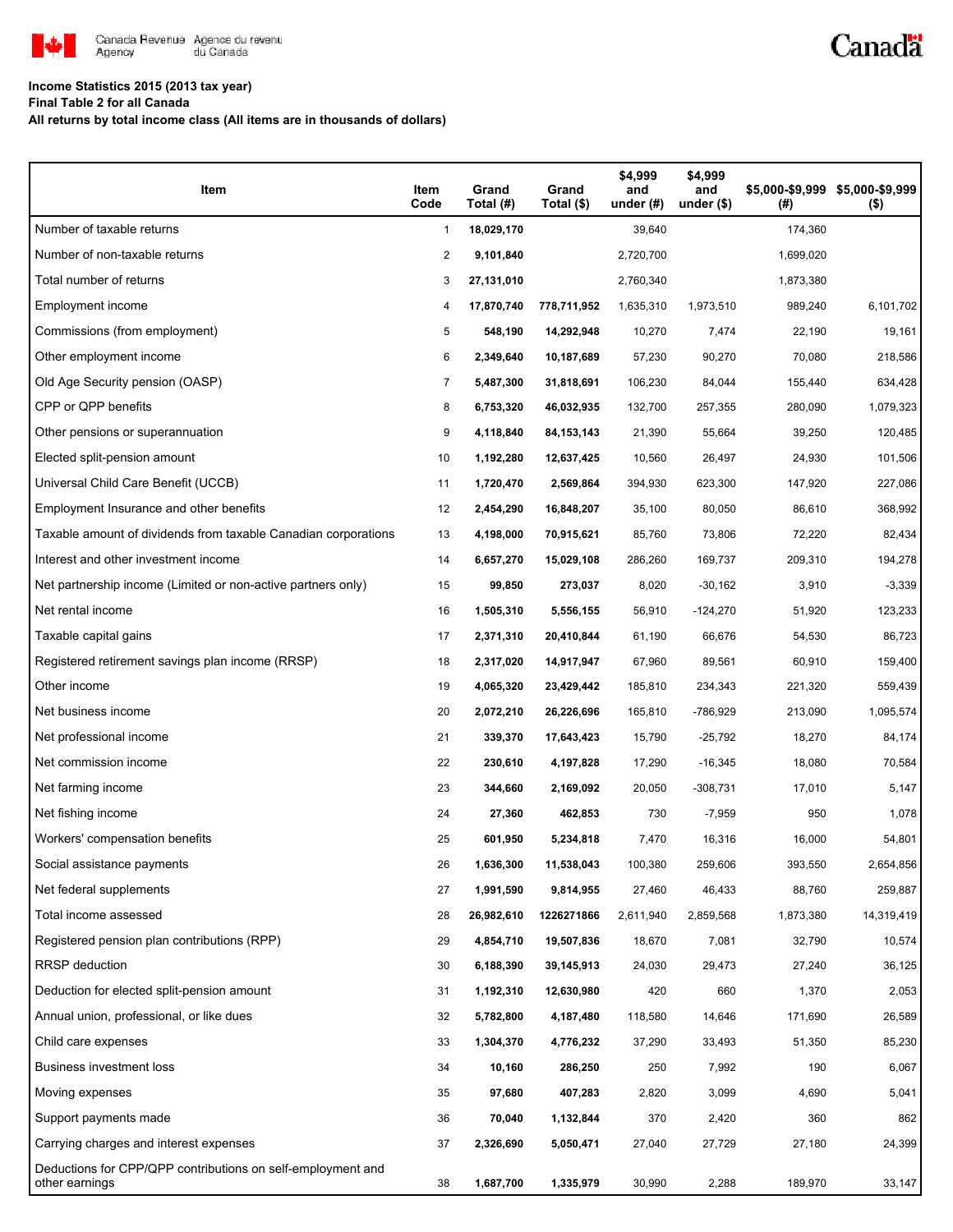Canada Revenue Agency / Agence du revenu du Canada

Canada

**Income Statistics 2015 (2013 tax year)**
**Final Table 2 for all Canada**
**All returns by total income class (All items are in thousands of dollars)**

| Item | Item Code | Grand Total (#) | Grand Total ($) | $4,999 and under (#) | $4,999 and under ($) | $5,000-$9,999 (#) | $5,000-$9,999 ($) |
|---|---|---|---|---|---|---|---|
| Number of taxable returns | 1 | **18,029,170** | | 39,640 | | 174,360 | |
| Number of non-taxable returns | 2 | **9,101,840** | | 2,720,700 | | 1,699,020 | |
| Total number of returns | 3 | **27,131,010** | | 2,760,340 | | 1,873,380 | |
| Employment income | 4 | **17,870,740** | **778,711,952** | 1,635,310 | 1,973,510 | 989,240 | 6,101,702 |
| Commissions (from employment) | 5 | **548,190** | **14,292,948** | 10,270 | 7,474 | 22,190 | 19,161 |
| Other employment income | 6 | **2,349,640** | **10,187,689** | 57,230 | 90,270 | 70,080 | 218,586 |
| Old Age Security pension (OASP) | 7 | **5,487,300** | **31,818,691** | 106,230 | 84,044 | 155,440 | 634,428 |
| CPP or QPP benefits | 8 | **6,753,320** | **46,032,935** | 132,700 | 257,355 | 280,090 | 1,079,323 |
| Other pensions or superannuation | 9 | **4,118,840** | **84,153,143** | 21,390 | 55,664 | 39,250 | 120,485 |
| Elected split-pension amount | 10 | **1,192,280** | **12,637,425** | 10,560 | 26,497 | 24,930 | 101,506 |
| Universal Child Care Benefit (UCCB) | 11 | **1,720,470** | **2,569,864** | 394,930 | 623,300 | 147,920 | 227,086 |
| Employment Insurance and other benefits | 12 | **2,454,290** | **16,848,207** | 35,100 | 80,050 | 86,610 | 368,992 |
| Taxable amount of dividends from taxable Canadian corporations | 13 | **4,198,000** | **70,915,621** | 85,760 | 73,806 | 72,220 | 82,434 |
| Interest and other investment income | 14 | **6,657,270** | **15,029,108** | 286,260 | 169,737 | 209,310 | 194,278 |
| Net partnership income (Limited or non-active partners only) | 15 | **99,850** | **273,037** | 8,020 | -30,162 | 3,910 | -3,339 |
| Net rental income | 16 | **1,505,310** | **5,556,155** | 56,910 | -124,270 | 51,920 | 123,233 |
| Taxable capital gains | 17 | **2,371,310** | **20,410,844** | 61,190 | 66,676 | 54,530 | 86,723 |
| Registered retirement savings plan income (RRSP) | 18 | **2,317,020** | **14,917,947** | 67,960 | 89,561 | 60,910 | 159,400 |
| Other income | 19 | **4,065,320** | **23,429,442** | 185,810 | 234,343 | 221,320 | 559,439 |
| Net business income | 20 | **2,072,210** | **26,226,696** | 165,810 | -786,929 | 213,090 | 1,095,574 |
| Net professional income | 21 | **339,370** | **17,643,423** | 15,790 | -25,792 | 18,270 | 84,174 |
| Net commission income | 22 | **230,610** | **4,197,828** | 17,290 | -16,345 | 18,080 | 70,584 |
| Net farming income | 23 | **344,660** | **2,169,092** | 20,050 | -308,731 | 17,010 | 5,147 |
| Net fishing income | 24 | **27,360** | **462,853** | 730 | -7,959 | 950 | 1,078 |
| Workers' compensation benefits | 25 | **601,950** | **5,234,818** | 7,470 | 16,316 | 16,000 | 54,801 |
| Social assistance payments | 26 | **1,636,300** | **11,538,043** | 100,380 | 259,606 | 393,550 | 2,654,856 |
| Net federal supplements | 27 | **1,991,590** | **9,814,955** | 27,460 | 46,433 | 88,760 | 259,887 |
| Total income assessed | 28 | **26,982,610** | **1226271866** | 2,611,940 | 2,859,568 | 1,873,380 | 14,319,419 |
| Registered pension plan contributions (RPP) | 29 | **4,854,710** | **19,507,836** | 18,670 | 7,081 | 32,790 | 10,574 |
| RRSP deduction | 30 | **6,188,390** | **39,145,913** | 24,030 | 29,473 | 27,240 | 36,125 |
| Deduction for elected split-pension amount | 31 | **1,192,310** | **12,630,980** | 420 | 660 | 1,370 | 2,053 |
| Annual union, professional, or like dues | 32 | **5,782,800** | **4,187,480** | 118,580 | 14,646 | 171,690 | 26,589 |
| Child care expenses | 33 | **1,304,370** | **4,776,232** | 37,290 | 33,493 | 51,350 | 85,230 |
| Business investment loss | 34 | **10,160** | **286,250** | 250 | 7,992 | 190 | 6,067 |
| Moving expenses | 35 | **97,680** | **407,283** | 2,820 | 3,099 | 4,690 | 5,041 |
| Support payments made | 36 | **70,040** | **1,132,844** | 370 | 2,420 | 360 | 862 |
| Carrying charges and interest expenses | 37 | **2,326,690** | **5,050,471** | 27,040 | 27,729 | 27,180 | 24,399 |
| Deductions for CPP/QPP contributions on self-employment and other earnings | 38 | **1,687,700** | **1,335,979** | 30,990 | 2,288 | 189,970 | 33,147 |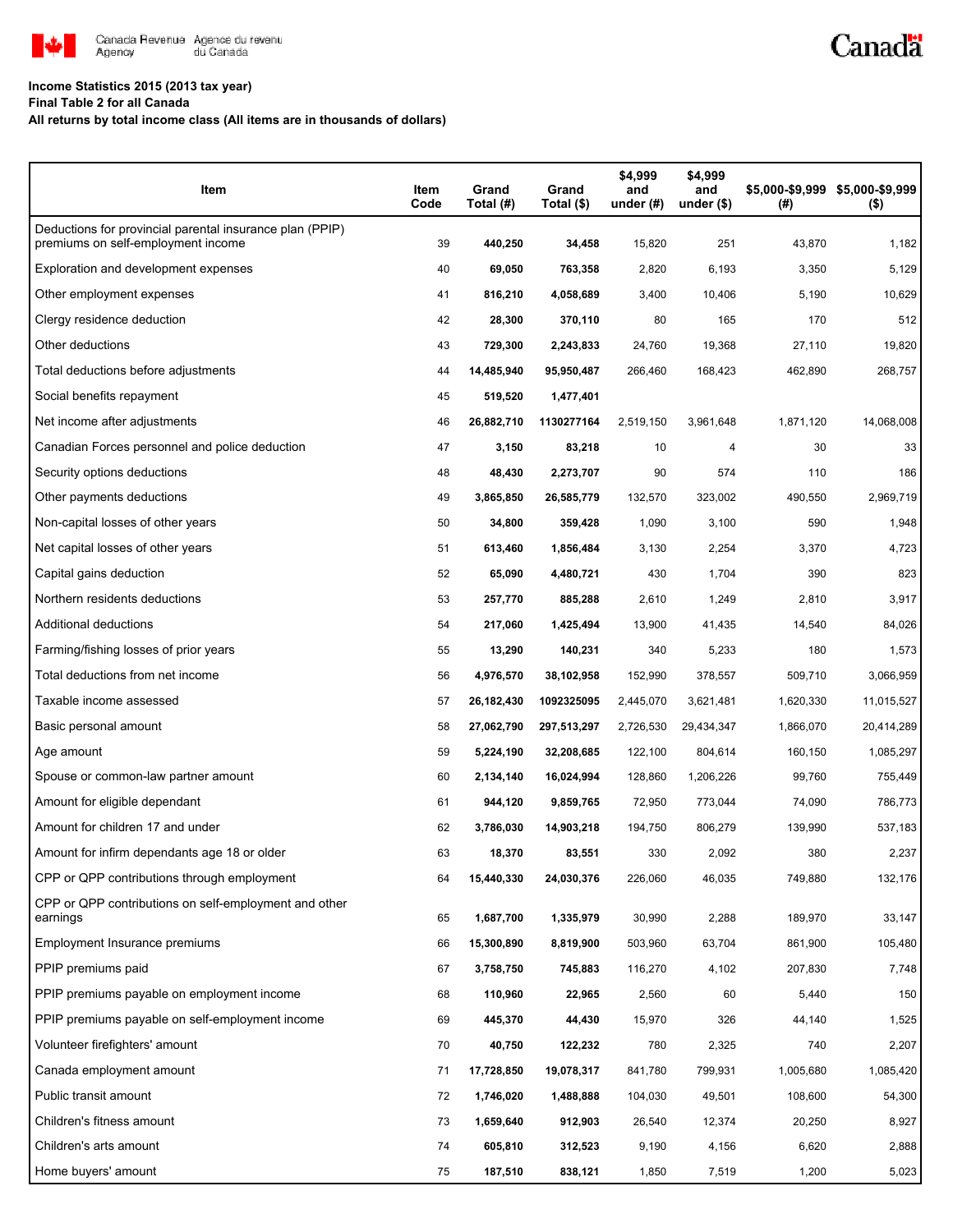**Income Statistics 2015 (2013 tax year)**
**Final Table 2 for all Canada**
**All returns by total income class (All items are in thousands of dollars)**

| Item | Item Code | Grand Total (#) | Grand Total ($) | $4,999 and under (#) | $4,999 and under ($) | $5,000-$9,999 (#) | $5,000-$9,999 ($) |
|---|---|---|---|---|---|---|---|
| Deductions for provincial parental insurance plan (PPIP) premiums on self-employment income | 39 | **440,250** | **34,458** | 15,820 | 251 | 43,870 | 1,182 |
| Exploration and development expenses | 40 | **69,050** | **763,358** | 2,820 | 6,193 | 3,350 | 5,129 |
| Other employment expenses | 41 | **816,210** | **4,058,689** | 3,400 | 10,406 | 5,190 | 10,629 |
| Clergy residence deduction | 42 | **28,300** | **370,110** | 80 | 165 | 170 | 512 |
| Other deductions | 43 | **729,300** | **2,243,833** | 24,760 | 19,368 | 27,110 | 19,820 |
| Total deductions before adjustments | 44 | **14,485,940** | **95,950,487** | 266,460 | 168,423 | 462,890 | 268,757 |
| Social benefits repayment | 45 | **519,520** | **1,477,401** | | | | |
| Net income after adjustments | 46 | **26,882,710** | **1130277164** | 2,519,150 | 3,961,648 | 1,871,120 | 14,068,008 |
| Canadian Forces personnel and police deduction | 47 | **3,150** | **83,218** | 10 | 4 | 30 | 33 |
| Security options deductions | 48 | **48,430** | **2,273,707** | 90 | 574 | 110 | 186 |
| Other payments deductions | 49 | **3,865,850** | **26,585,779** | 132,570 | 323,002 | 490,550 | 2,969,719 |
| Non-capital losses of other years | 50 | **34,800** | **359,428** | 1,090 | 3,100 | 590 | 1,948 |
| Net capital losses of other years | 51 | **613,460** | **1,856,484** | 3,130 | 2,254 | 3,370 | 4,723 |
| Capital gains deduction | 52 | **65,090** | **4,480,721** | 430 | 1,704 | 390 | 823 |
| Northern residents deductions | 53 | **257,770** | **885,288** | 2,610 | 1,249 | 2,810 | 3,917 |
| Additional deductions | 54 | **217,060** | **1,425,494** | 13,900 | 41,435 | 14,540 | 84,026 |
| Farming/fishing losses of prior years | 55 | **13,290** | **140,231** | 340 | 5,233 | 180 | 1,573 |
| Total deductions from net income | 56 | **4,976,570** | **38,102,958** | 152,990 | 378,557 | 509,710 | 3,066,959 |
| Taxable income assessed | 57 | **26,182,430** | **1092325095** | 2,445,070 | 3,621,481 | 1,620,330 | 11,015,527 |
| Basic personal amount | 58 | **27,062,790** | **297,513,297** | 2,726,530 | 29,434,347 | 1,866,070 | 20,414,289 |
| Age amount | 59 | **5,224,190** | **32,208,685** | 122,100 | 804,614 | 160,150 | 1,085,297 |
| Spouse or common-law partner amount | 60 | **2,134,140** | **16,024,994** | 128,860 | 1,206,226 | 99,760 | 755,449 |
| Amount for eligible dependant | 61 | **944,120** | **9,859,765** | 72,950 | 773,044 | 74,090 | 786,773 |
| Amount for children 17 and under | 62 | **3,786,030** | **14,903,218** | 194,750 | 806,279 | 139,990 | 537,183 |
| Amount for infirm dependants age 18 or older | 63 | **18,370** | **83,551** | 330 | 2,092 | 380 | 2,237 |
| CPP or QPP contributions through employment | 64 | **15,440,330** | **24,030,376** | 226,060 | 46,035 | 749,880 | 132,176 |
| CPP or QPP contributions on self-employment and other earnings | 65 | **1,687,700** | **1,335,979** | 30,990 | 2,288 | 189,970 | 33,147 |
| Employment Insurance premiums | 66 | **15,300,890** | **8,819,900** | 503,960 | 63,704 | 861,900 | 105,480 |
| PPIP premiums paid | 67 | **3,758,750** | **745,883** | 116,270 | 4,102 | 207,830 | 7,748 |
| PPIP premiums payable on employment income | 68 | **110,960** | **22,965** | 2,560 | 60 | 5,440 | 150 |
| PPIP premiums payable on self-employment income | 69 | **445,370** | **44,430** | 15,970 | 326 | 44,140 | 1,525 |
| Volunteer firefighters' amount | 70 | **40,750** | **122,232** | 780 | 2,325 | 740 | 2,207 |
| Canada employment amount | 71 | **17,728,850** | **19,078,317** | 841,780 | 799,931 | 1,005,680 | 1,085,420 |
| Public transit amount | 72 | **1,746,020** | **1,488,888** | 104,030 | 49,501 | 108,600 | 54,300 |
| Children's fitness amount | 73 | **1,659,640** | **912,903** | 26,540 | 12,374 | 20,250 | 8,927 |
| Children's arts amount | 74 | **605,810** | **312,523** | 9,190 | 4,156 | 6,620 | 2,888 |
| Home buyers' amount | 75 | **187,510** | **838,121** | 1,850 | 7,519 | 1,200 | 5,023 |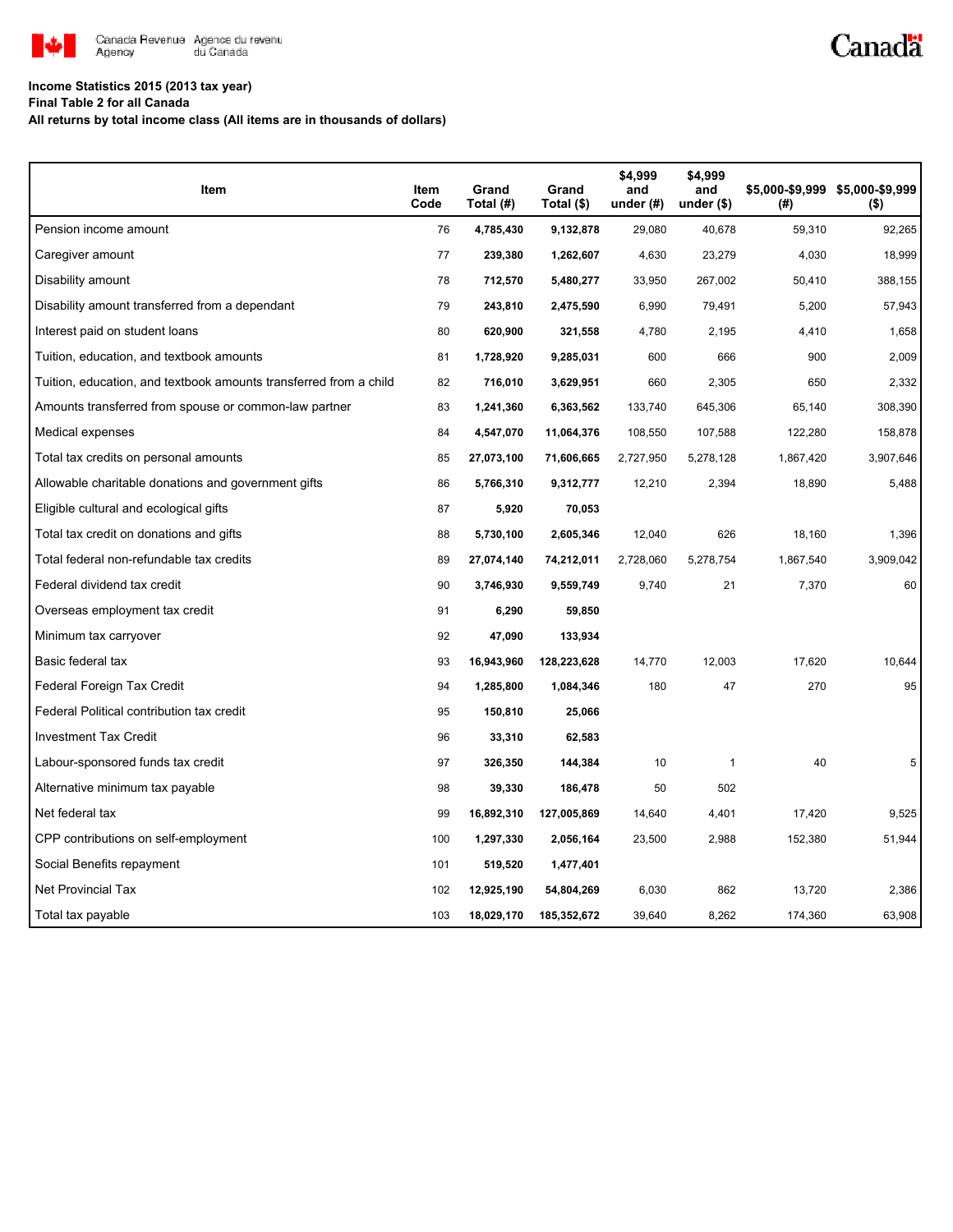**Income Statistics 2015 (2013 tax year)**

**Final Table 2 for all Canada**

**All returns by total income class (All items are in thousands of dollars)**

| Item | Item Code | Grand Total (#) | Grand Total ($) | $4,999 and under (#) | $4,999 and under ($) | $5,000-$9,999 (#) | $5,000-$9,999 ($) |
|---|---|---|---|---|---|---|---|
| Pension income amount | 76 | **4,785,430** | **9,132,878** | 29,080 | 40,678 | 59,310 | 92,265 |
| Caregiver amount | 77 | **239,380** | **1,262,607** | 4,630 | 23,279 | 4,030 | 18,999 |
| Disability amount | 78 | **712,570** | **5,480,277** | 33,950 | 267,002 | 50,410 | 388,155 |
| Disability amount transferred from a dependant | 79 | **243,810** | **2,475,590** | 6,990 | 79,491 | 5,200 | 57,943 |
| Interest paid on student loans | 80 | **620,900** | **321,558** | 4,780 | 2,195 | 4,410 | 1,658 |
| Tuition, education, and textbook amounts | 81 | **1,728,920** | **9,285,031** | 600 | 666 | 900 | 2,009 |
| Tuition, education, and textbook amounts transferred from a child | 82 | **716,010** | **3,629,951** | 660 | 2,305 | 650 | 2,332 |
| Amounts transferred from spouse or common-law partner | 83 | **1,241,360** | **6,363,562** | 133,740 | 645,306 | 65,140 | 308,390 |
| Medical expenses | 84 | **4,547,070** | **11,064,376** | 108,550 | 107,588 | 122,280 | 158,878 |
| Total tax credits on personal amounts | 85 | **27,073,100** | **71,606,665** | 2,727,950 | 5,278,128 | 1,867,420 | 3,907,646 |
| Allowable charitable donations and government gifts | 86 | **5,766,310** | **9,312,777** | 12,210 | 2,394 | 18,890 | 5,488 |
| Eligible cultural and ecological gifts | 87 | **5,920** | **70,053** | | | | |
| Total tax credit on donations and gifts | 88 | **5,730,100** | **2,605,346** | 12,040 | 626 | 18,160 | 1,396 |
| Total federal non-refundable tax credits | 89 | **27,074,140** | **74,212,011** | 2,728,060 | 5,278,754 | 1,867,540 | 3,909,042 |
| Federal dividend tax credit | 90 | **3,746,930** | **9,559,749** | 9,740 | 21 | 7,370 | 60 |
| Overseas employment tax credit | 91 | **6,290** | **59,850** | | | | |
| Minimum tax carryover | 92 | **47,090** | **133,934** | | | | |
| Basic federal tax | 93 | **16,943,960** | **128,223,628** | 14,770 | 12,003 | 17,620 | 10,644 |
| Federal Foreign Tax Credit | 94 | **1,285,800** | **1,084,346** | 180 | 47 | 270 | 95 |
| Federal Political contribution tax credit | 95 | **150,810** | **25,066** | | | | |
| Investment Tax Credit | 96 | **33,310** | **62,583** | | | | |
| Labour-sponsored funds tax credit | 97 | **326,350** | **144,384** | 10 | 1 | 40 | 5 |
| Alternative minimum tax payable | 98 | **39,330** | **186,478** | 50 | 502 | | |
| Net federal tax | 99 | **16,892,310** | **127,005,869** | 14,640 | 4,401 | 17,420 | 9,525 |
| CPP contributions on self-employment | 100 | **1,297,330** | **2,056,164** | 23,500 | 2,988 | 152,380 | 51,944 |
| Social Benefits repayment | 101 | **519,520** | **1,477,401** | | | | |
| Net Provincial Tax | 102 | **12,925,190** | **54,804,269** | 6,030 | 862 | 13,720 | 2,386 |
| Total tax payable | 103 | **18,029,170** | **185,352,672** | 39,640 | 8,262 | 174,360 | 63,908 |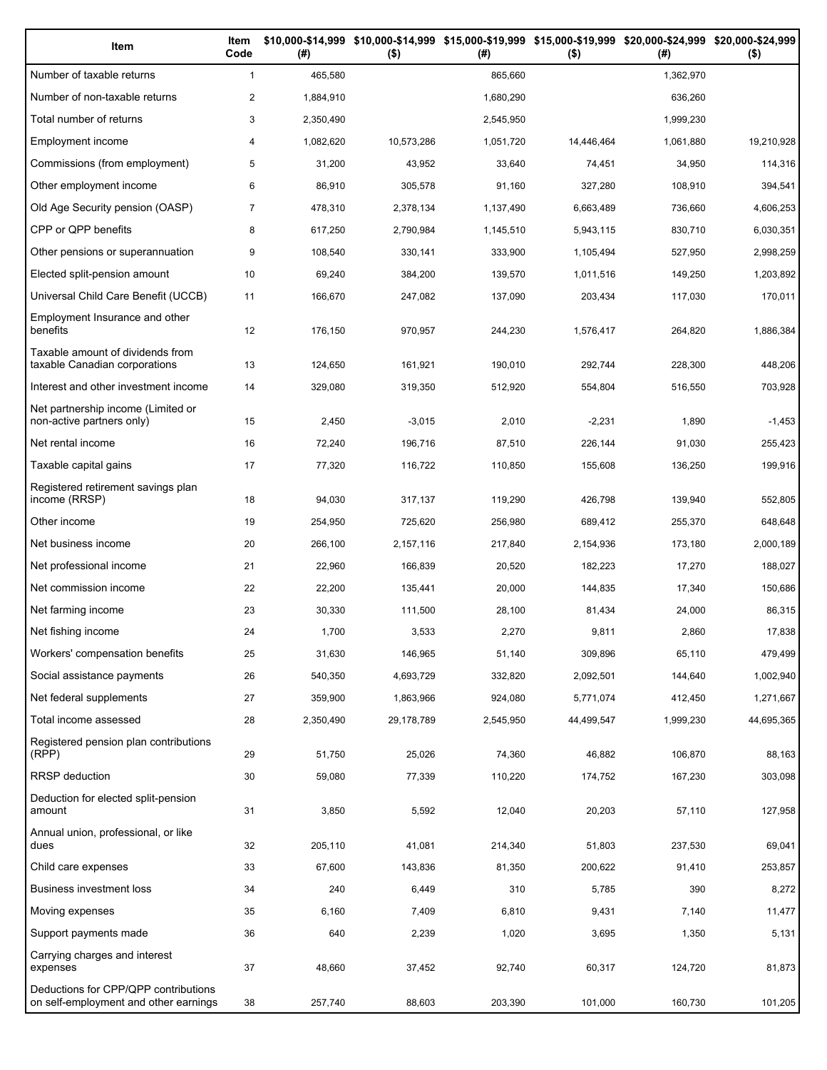| Item | Item Code | $10,000-$14,999 (#) | $10,000-$14,999 ($) | $15,000-$19,999 (#) | $15,000-$19,999 ($) | $20,000-$24,999 (#) | $20,000-$24,999 ($) |
|---|---|---|---|---|---|---|---|
| Number of taxable returns | 1 | 465,580 | | 865,660 | | 1,362,970 | |
| Number of non-taxable returns | 2 | 1,884,910 | | 1,680,290 | | 636,260 | |
| Total number of returns | 3 | 2,350,490 | | 2,545,950 | | 1,999,230 | |
| Employment income | 4 | 1,082,620 | 10,573,286 | 1,051,720 | 14,446,464 | 1,061,880 | 19,210,928 |
| Commissions (from employment) | 5 | 31,200 | 43,952 | 33,640 | 74,451 | 34,950 | 114,316 |
| Other employment income | 6 | 86,910 | 305,578 | 91,160 | 327,280 | 108,910 | 394,541 |
| Old Age Security pension (OASP) | 7 | 478,310 | 2,378,134 | 1,137,490 | 6,663,489 | 736,660 | 4,606,253 |
| CPP or QPP benefits | 8 | 617,250 | 2,790,984 | 1,145,510 | 5,943,115 | 830,710 | 6,030,351 |
| Other pensions or superannuation | 9 | 108,540 | 330,141 | 333,900 | 1,105,494 | 527,950 | 2,998,259 |
| Elected split-pension amount | 10 | 69,240 | 384,200 | 139,570 | 1,011,516 | 149,250 | 1,203,892 |
| Universal Child Care Benefit (UCCB) | 11 | 166,670 | 247,082 | 137,090 | 203,434 | 117,030 | 170,011 |
| Employment Insurance and other benefits | 12 | 176,150 | 970,957 | 244,230 | 1,576,417 | 264,820 | 1,886,384 |
| Taxable amount of dividends from taxable Canadian corporations | 13 | 124,650 | 161,921 | 190,010 | 292,744 | 228,300 | 448,206 |
| Interest and other investment income | 14 | 329,080 | 319,350 | 512,920 | 554,804 | 516,550 | 703,928 |
| Net partnership income (Limited or non-active partners only) | 15 | 2,450 | -3,015 | 2,010 | -2,231 | 1,890 | -1,453 |
| Net rental income | 16 | 72,240 | 196,716 | 87,510 | 226,144 | 91,030 | 255,423 |
| Taxable capital gains | 17 | 77,320 | 116,722 | 110,850 | 155,608 | 136,250 | 199,916 |
| Registered retirement savings plan income (RRSP) | 18 | 94,030 | 317,137 | 119,290 | 426,798 | 139,940 | 552,805 |
| Other income | 19 | 254,950 | 725,620 | 256,980 | 689,412 | 255,370 | 648,648 |
| Net business income | 20 | 266,100 | 2,157,116 | 217,840 | 2,154,936 | 173,180 | 2,000,189 |
| Net professional income | 21 | 22,960 | 166,839 | 20,520 | 182,223 | 17,270 | 188,027 |
| Net commission income | 22 | 22,200 | 135,441 | 20,000 | 144,835 | 17,340 | 150,686 |
| Net farming income | 23 | 30,330 | 111,500 | 28,100 | 81,434 | 24,000 | 86,315 |
| Net fishing income | 24 | 1,700 | 3,533 | 2,270 | 9,811 | 2,860 | 17,838 |
| Workers' compensation benefits | 25 | 31,630 | 146,965 | 51,140 | 309,896 | 65,110 | 479,499 |
| Social assistance payments | 26 | 540,350 | 4,693,729 | 332,820 | 2,092,501 | 144,640 | 1,002,940 |
| Net federal supplements | 27 | 359,900 | 1,863,966 | 924,080 | 5,771,074 | 412,450 | 1,271,667 |
| Total income assessed | 28 | 2,350,490 | 29,178,789 | 2,545,950 | 44,499,547 | 1,999,230 | 44,695,365 |
| Registered pension plan contributions (RPP) | 29 | 51,750 | 25,026 | 74,360 | 46,882 | 106,870 | 88,163 |
| RRSP deduction | 30 | 59,080 | 77,339 | 110,220 | 174,752 | 167,230 | 303,098 |
| Deduction for elected split-pension amount | 31 | 3,850 | 5,592 | 12,040 | 20,203 | 57,110 | 127,958 |
| Annual union, professional, or like dues | 32 | 205,110 | 41,081 | 214,340 | 51,803 | 237,530 | 69,041 |
| Child care expenses | 33 | 67,600 | 143,836 | 81,350 | 200,622 | 91,410 | 253,857 |
| Business investment loss | 34 | 240 | 6,449 | 310 | 5,785 | 390 | 8,272 |
| Moving expenses | 35 | 6,160 | 7,409 | 6,810 | 9,431 | 7,140 | 11,477 |
| Support payments made | 36 | 640 | 2,239 | 1,020 | 3,695 | 1,350 | 5,131 |
| Carrying charges and interest expenses | 37 | 48,660 | 37,452 | 92,740 | 60,317 | 124,720 | 81,873 |
| Deductions for CPP/QPP contributions on self-employment and other earnings | 38 | 257,740 | 88,603 | 203,390 | 101,000 | 160,730 | 101,205 |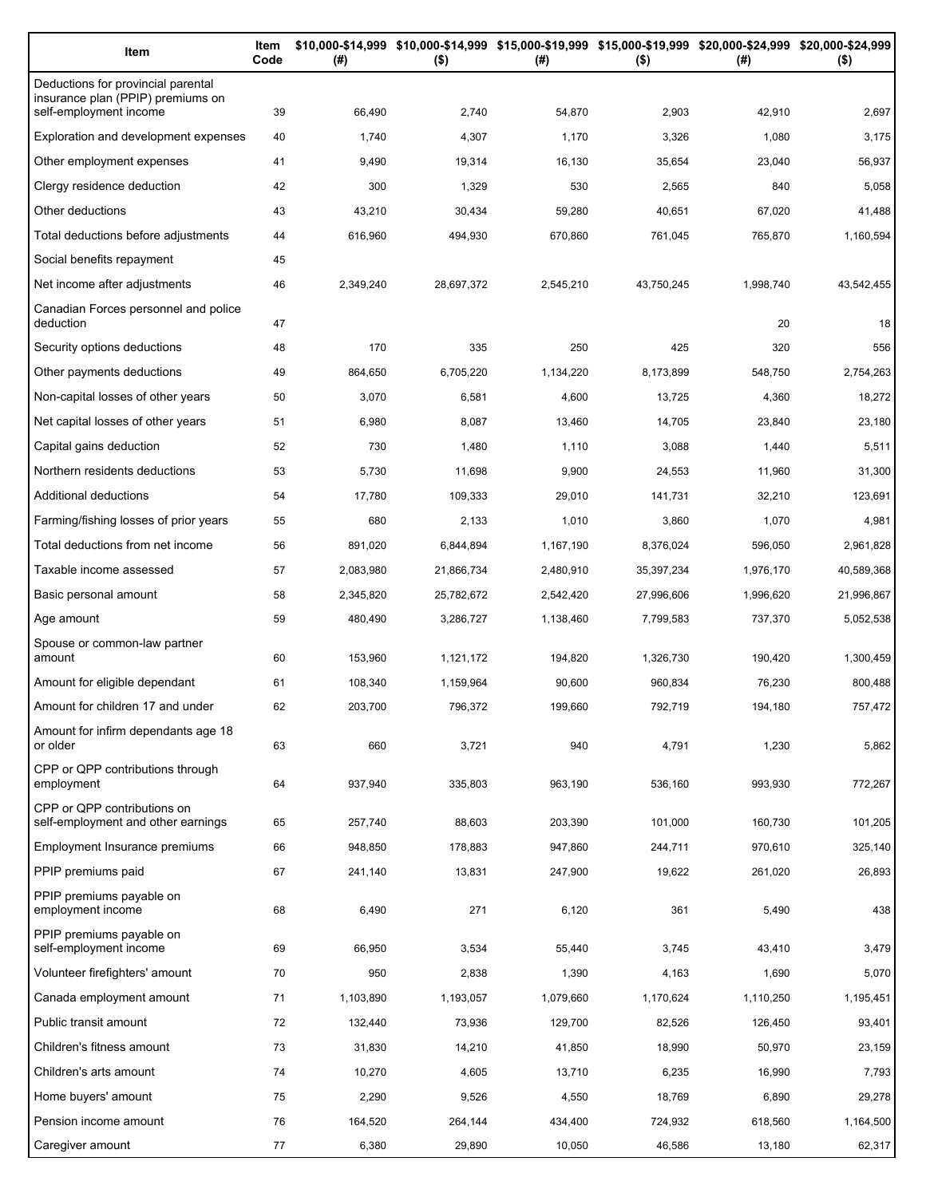| Item | Item Code | $10,000-$14,999 (#) | $10,000-$14,999 ($) | $15,000-$19,999 (#) | $15,000-$19,999 ($) | $20,000-$24,999 (#) | $20,000-$24,999 ($) |
|---|---|---|---|---|---|---|---|
| Deductions for provincial parental insurance plan (PPIP) premiums on self-employment income | 39 | 66,490 | 2,740 | 54,870 | 2,903 | 42,910 | 2,697 |
| Exploration and development expenses | 40 | 1,740 | 4,307 | 1,170 | 3,326 | 1,080 | 3,175 |
| Other employment expenses | 41 | 9,490 | 19,314 | 16,130 | 35,654 | 23,040 | 56,937 |
| Clergy residence deduction | 42 | 300 | 1,329 | 530 | 2,565 | 840 | 5,058 |
| Other deductions | 43 | 43,210 | 30,434 | 59,280 | 40,651 | 67,020 | 41,488 |
| Total deductions before adjustments | 44 | 616,960 | 494,930 | 670,860 | 761,045 | 765,870 | 1,160,594 |
| Social benefits repayment | 45 | | | | | | |
| Net income after adjustments | 46 | 2,349,240 | 28,697,372 | 2,545,210 | 43,750,245 | 1,998,740 | 43,542,455 |
| Canadian Forces personnel and police deduction | 47 | | | | | 20 | 18 |
| Security options deductions | 48 | 170 | 335 | 250 | 425 | 320 | 556 |
| Other payments deductions | 49 | 864,650 | 6,705,220 | 1,134,220 | 8,173,899 | 548,750 | 2,754,263 |
| Non-capital losses of other years | 50 | 3,070 | 6,581 | 4,600 | 13,725 | 4,360 | 18,272 |
| Net capital losses of other years | 51 | 6,980 | 8,087 | 13,460 | 14,705 | 23,840 | 23,180 |
| Capital gains deduction | 52 | 730 | 1,480 | 1,110 | 3,088 | 1,440 | 5,511 |
| Northern residents deductions | 53 | 5,730 | 11,698 | 9,900 | 24,553 | 11,960 | 31,300 |
| Additional deductions | 54 | 17,780 | 109,333 | 29,010 | 141,731 | 32,210 | 123,691 |
| Farming/fishing losses of prior years | 55 | 680 | 2,133 | 1,010 | 3,860 | 1,070 | 4,981 |
| Total deductions from net income | 56 | 891,020 | 6,844,894 | 1,167,190 | 8,376,024 | 596,050 | 2,961,828 |
| Taxable income assessed | 57 | 2,083,980 | 21,866,734 | 2,480,910 | 35,397,234 | 1,976,170 | 40,589,368 |
| Basic personal amount | 58 | 2,345,820 | 25,782,672 | 2,542,420 | 27,996,606 | 1,996,620 | 21,996,867 |
| Age amount | 59 | 480,490 | 3,286,727 | 1,138,460 | 7,799,583 | 737,370 | 5,052,538 |
| Spouse or common-law partner amount | 60 | 153,960 | 1,121,172 | 194,820 | 1,326,730 | 190,420 | 1,300,459 |
| Amount for eligible dependant | 61 | 108,340 | 1,159,964 | 90,600 | 960,834 | 76,230 | 800,488 |
| Amount for children 17 and under | 62 | 203,700 | 796,372 | 199,660 | 792,719 | 194,180 | 757,472 |
| Amount for infirm dependants age 18 or older | 63 | 660 | 3,721 | 940 | 4,791 | 1,230 | 5,862 |
| CPP or QPP contributions through employment | 64 | 937,940 | 335,803 | 963,190 | 536,160 | 993,930 | 772,267 |
| CPP or QPP contributions on self-employment and other earnings | 65 | 257,740 | 88,603 | 203,390 | 101,000 | 160,730 | 101,205 |
| Employment Insurance premiums | 66 | 948,850 | 178,883 | 947,860 | 244,711 | 970,610 | 325,140 |
| PPIP premiums paid | 67 | 241,140 | 13,831 | 247,900 | 19,622 | 261,020 | 26,893 |
| PPIP premiums payable on employment income | 68 | 6,490 | 271 | 6,120 | 361 | 5,490 | 438 |
| PPIP premiums payable on self-employment income | 69 | 66,950 | 3,534 | 55,440 | 3,745 | 43,410 | 3,479 |
| Volunteer firefighters' amount | 70 | 950 | 2,838 | 1,390 | 4,163 | 1,690 | 5,070 |
| Canada employment amount | 71 | 1,103,890 | 1,193,057 | 1,079,660 | 1,170,624 | 1,110,250 | 1,195,451 |
| Public transit amount | 72 | 132,440 | 73,936 | 129,700 | 82,526 | 126,450 | 93,401 |
| Children's fitness amount | 73 | 31,830 | 14,210 | 41,850 | 18,990 | 50,970 | 23,159 |
| Children's arts amount | 74 | 10,270 | 4,605 | 13,710 | 6,235 | 16,990 | 7,793 |
| Home buyers' amount | 75 | 2,290 | 9,526 | 4,550 | 18,769 | 6,890 | 29,278 |
| Pension income amount | 76 | 164,520 | 264,144 | 434,400 | 724,932 | 618,560 | 1,164,500 |
| Caregiver amount | 77 | 6,380 | 29,890 | 10,050 | 46,586 | 13,180 | 62,317 |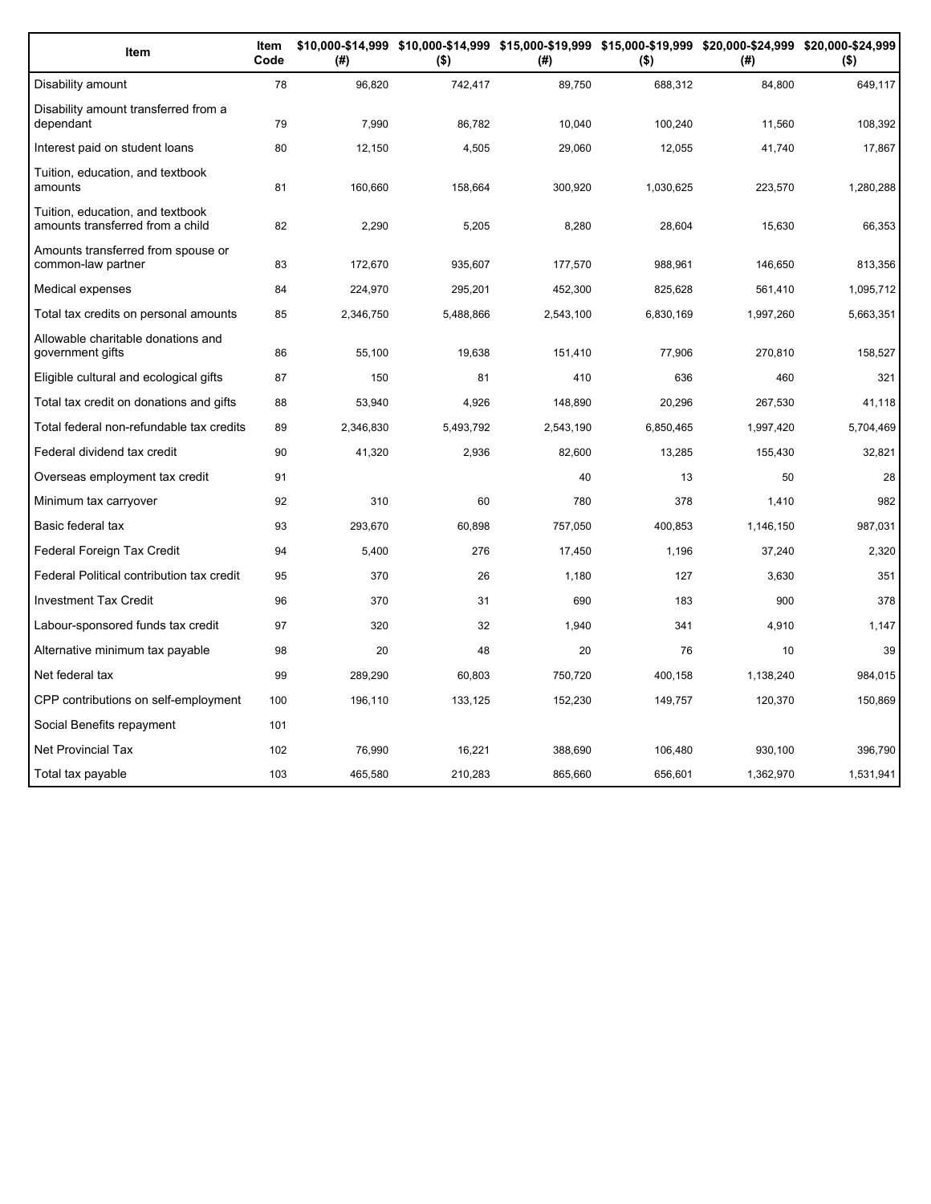| Item | Item Code | $10,000-$14,999 (#) | $10,000-$14,999 ($) | $15,000-$19,999 (#) | $15,000-$19,999 ($) | $20,000-$24,999 (#) | $20,000-$24,999 ($) |
|---|---|---|---|---|---|---|---|
| Disability amount | 78 | 96,820 | 742,417 | 89,750 | 688,312 | 84,800 | 649,117 |
| Disability amount transferred from a dependant | 79 | 7,990 | 86,782 | 10,040 | 100,240 | 11,560 | 108,392 |
| Interest paid on student loans | 80 | 12,150 | 4,505 | 29,060 | 12,055 | 41,740 | 17,867 |
| Tuition, education, and textbook amounts | 81 | 160,660 | 158,664 | 300,920 | 1,030,625 | 223,570 | 1,280,288 |
| Tuition, education, and textbook amounts transferred from a child | 82 | 2,290 | 5,205 | 8,280 | 28,604 | 15,630 | 66,353 |
| Amounts transferred from spouse or common-law partner | 83 | 172,670 | 935,607 | 177,570 | 988,961 | 146,650 | 813,356 |
| Medical expenses | 84 | 224,970 | 295,201 | 452,300 | 825,628 | 561,410 | 1,095,712 |
| Total tax credits on personal amounts | 85 | 2,346,750 | 5,488,866 | 2,543,100 | 6,830,169 | 1,997,260 | 5,663,351 |
| Allowable charitable donations and government gifts | 86 | 55,100 | 19,638 | 151,410 | 77,906 | 270,810 | 158,527 |
| Eligible cultural and ecological gifts | 87 | 150 | 81 | 410 | 636 | 460 | 321 |
| Total tax credit on donations and gifts | 88 | 53,940 | 4,926 | 148,890 | 20,296 | 267,530 | 41,118 |
| Total federal non-refundable tax credits | 89 | 2,346,830 | 5,493,792 | 2,543,190 | 6,850,465 | 1,997,420 | 5,704,469 |
| Federal dividend tax credit | 90 | 41,320 | 2,936 | 82,600 | 13,285 | 155,430 | 32,821 |
| Overseas employment tax credit | 91 | | | 40 | 13 | 50 | 28 |
| Minimum tax carryover | 92 | 310 | 60 | 780 | 378 | 1,410 | 982 |
| Basic federal tax | 93 | 293,670 | 60,898 | 757,050 | 400,853 | 1,146,150 | 987,031 |
| Federal Foreign Tax Credit | 94 | 5,400 | 276 | 17,450 | 1,196 | 37,240 | 2,320 |
| Federal Political contribution tax credit | 95 | 370 | 26 | 1,180 | 127 | 3,630 | 351 |
| Investment Tax Credit | 96 | 370 | 31 | 690 | 183 | 900 | 378 |
| Labour-sponsored funds tax credit | 97 | 320 | 32 | 1,940 | 341 | 4,910 | 1,147 |
| Alternative minimum tax payable | 98 | 20 | 48 | 20 | 76 | 10 | 39 |
| Net federal tax | 99 | 289,290 | 60,803 | 750,720 | 400,158 | 1,138,240 | 984,015 |
| CPP contributions on self-employment | 100 | 196,110 | 133,125 | 152,230 | 149,757 | 120,370 | 150,869 |
| Social Benefits repayment | 101 | | | | | | |
| Net Provincial Tax | 102 | 76,990 | 16,221 | 388,690 | 106,480 | 930,100 | 396,790 |
| Total tax payable | 103 | 465,580 | 210,283 | 865,660 | 656,601 | 1,362,970 | 1,531,941 |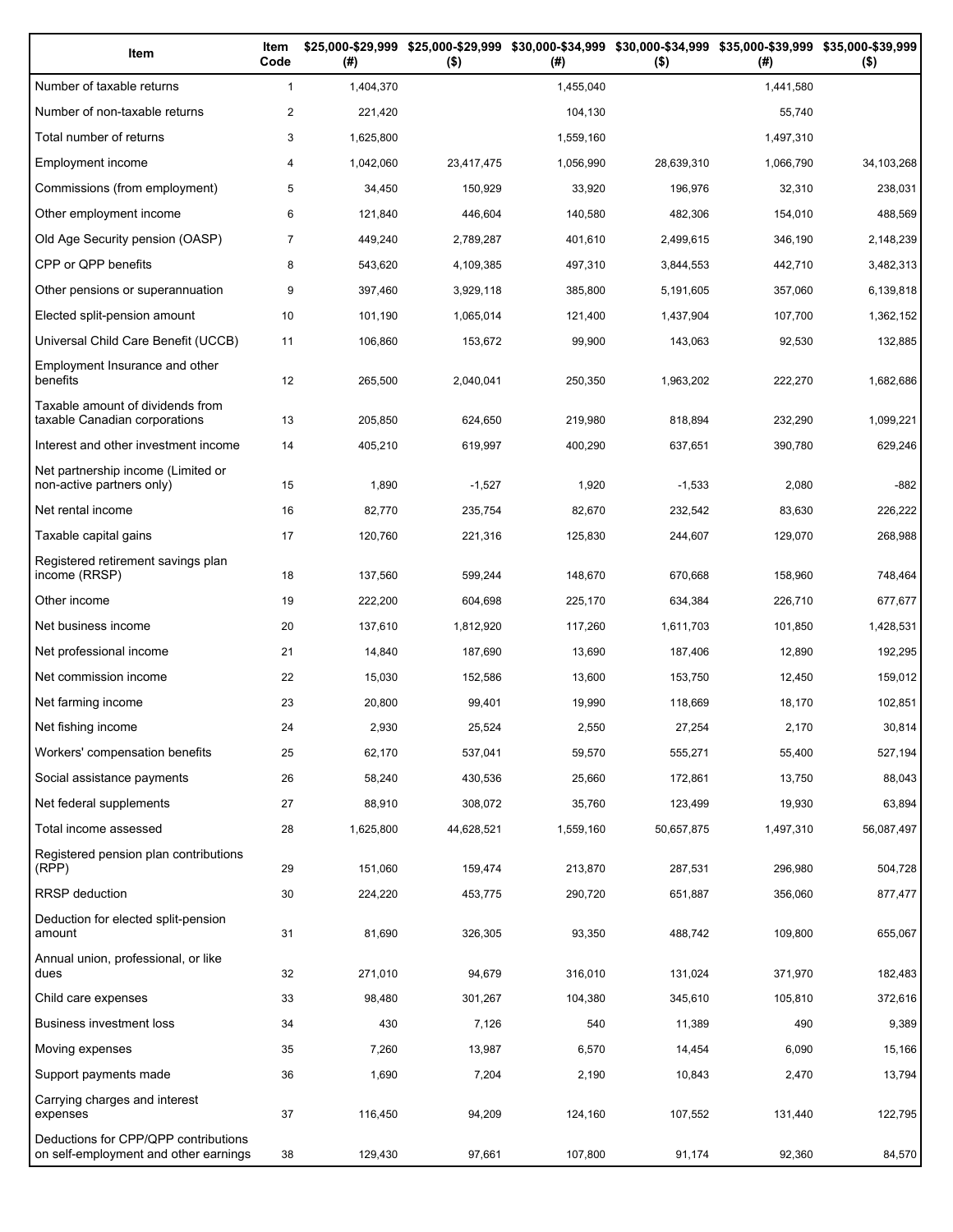| Item | Item Code | $25,000-$29,999 (#) | $25,000-$29,999 ($) | $30,000-$34,999 (#) | $30,000-$34,999 ($) | $35,000-$39,999 (#) | $35,000-$39,999 ($) |
|---|---|---|---|---|---|---|---|
| Number of taxable returns | 1 | 1,404,370 | | 1,455,040 | | 1,441,580 | |
| Number of non-taxable returns | 2 | 221,420 | | 104,130 | | 55,740 | |
| Total number of returns | 3 | 1,625,800 | | 1,559,160 | | 1,497,310 | |
| Employment income | 4 | 1,042,060 | 23,417,475 | 1,056,990 | 28,639,310 | 1,066,790 | 34,103,268 |
| Commissions (from employment) | 5 | 34,450 | 150,929 | 33,920 | 196,976 | 32,310 | 238,031 |
| Other employment income | 6 | 121,840 | 446,604 | 140,580 | 482,306 | 154,010 | 488,569 |
| Old Age Security pension (OASP) | 7 | 449,240 | 2,789,287 | 401,610 | 2,499,615 | 346,190 | 2,148,239 |
| CPP or QPP benefits | 8 | 543,620 | 4,109,385 | 497,310 | 3,844,553 | 442,710 | 3,482,313 |
| Other pensions or superannuation | 9 | 397,460 | 3,929,118 | 385,800 | 5,191,605 | 357,060 | 6,139,818 |
| Elected split-pension amount | 10 | 101,190 | 1,065,014 | 121,400 | 1,437,904 | 107,700 | 1,362,152 |
| Universal Child Care Benefit (UCCB) | 11 | 106,860 | 153,672 | 99,900 | 143,063 | 92,530 | 132,885 |
| Employment Insurance and other benefits | 12 | 265,500 | 2,040,041 | 250,350 | 1,963,202 | 222,270 | 1,682,686 |
| Taxable amount of dividends from taxable Canadian corporations | 13 | 205,850 | 624,650 | 219,980 | 818,894 | 232,290 | 1,099,221 |
| Interest and other investment income | 14 | 405,210 | 619,997 | 400,290 | 637,651 | 390,780 | 629,246 |
| Net partnership income (Limited or non-active partners only) | 15 | 1,890 | -1,527 | 1,920 | -1,533 | 2,080 | -882 |
| Net rental income | 16 | 82,770 | 235,754 | 82,670 | 232,542 | 83,630 | 226,222 |
| Taxable capital gains | 17 | 120,760 | 221,316 | 125,830 | 244,607 | 129,070 | 268,988 |
| Registered retirement savings plan income (RRSP) | 18 | 137,560 | 599,244 | 148,670 | 670,668 | 158,960 | 748,464 |
| Other income | 19 | 222,200 | 604,698 | 225,170 | 634,384 | 226,710 | 677,677 |
| Net business income | 20 | 137,610 | 1,812,920 | 117,260 | 1,611,703 | 101,850 | 1,428,531 |
| Net professional income | 21 | 14,840 | 187,690 | 13,690 | 187,406 | 12,890 | 192,295 |
| Net commission income | 22 | 15,030 | 152,586 | 13,600 | 153,750 | 12,450 | 159,012 |
| Net farming income | 23 | 20,800 | 99,401 | 19,990 | 118,669 | 18,170 | 102,851 |
| Net fishing income | 24 | 2,930 | 25,524 | 2,550 | 27,254 | 2,170 | 30,814 |
| Workers' compensation benefits | 25 | 62,170 | 537,041 | 59,570 | 555,271 | 55,400 | 527,194 |
| Social assistance payments | 26 | 58,240 | 430,536 | 25,660 | 172,861 | 13,750 | 88,043 |
| Net federal supplements | 27 | 88,910 | 308,072 | 35,760 | 123,499 | 19,930 | 63,894 |
| Total income assessed | 28 | 1,625,800 | 44,628,521 | 1,559,160 | 50,657,875 | 1,497,310 | 56,087,497 |
| Registered pension plan contributions (RPP) | 29 | 151,060 | 159,474 | 213,870 | 287,531 | 296,980 | 504,728 |
| RRSP deduction | 30 | 224,220 | 453,775 | 290,720 | 651,887 | 356,060 | 877,477 |
| Deduction for elected split-pension amount | 31 | 81,690 | 326,305 | 93,350 | 488,742 | 109,800 | 655,067 |
| Annual union, professional, or like dues | 32 | 271,010 | 94,679 | 316,010 | 131,024 | 371,970 | 182,483 |
| Child care expenses | 33 | 98,480 | 301,267 | 104,380 | 345,610 | 105,810 | 372,616 |
| Business investment loss | 34 | 430 | 7,126 | 540 | 11,389 | 490 | 9,389 |
| Moving expenses | 35 | 7,260 | 13,987 | 6,570 | 14,454 | 6,090 | 15,166 |
| Support payments made | 36 | 1,690 | 7,204 | 2,190 | 10,843 | 2,470 | 13,794 |
| Carrying charges and interest expenses | 37 | 116,450 | 94,209 | 124,160 | 107,552 | 131,440 | 122,795 |
| Deductions for CPP/QPP contributions on self-employment and other earnings | 38 | 129,430 | 97,661 | 107,800 | 91,174 | 92,360 | 84,570 |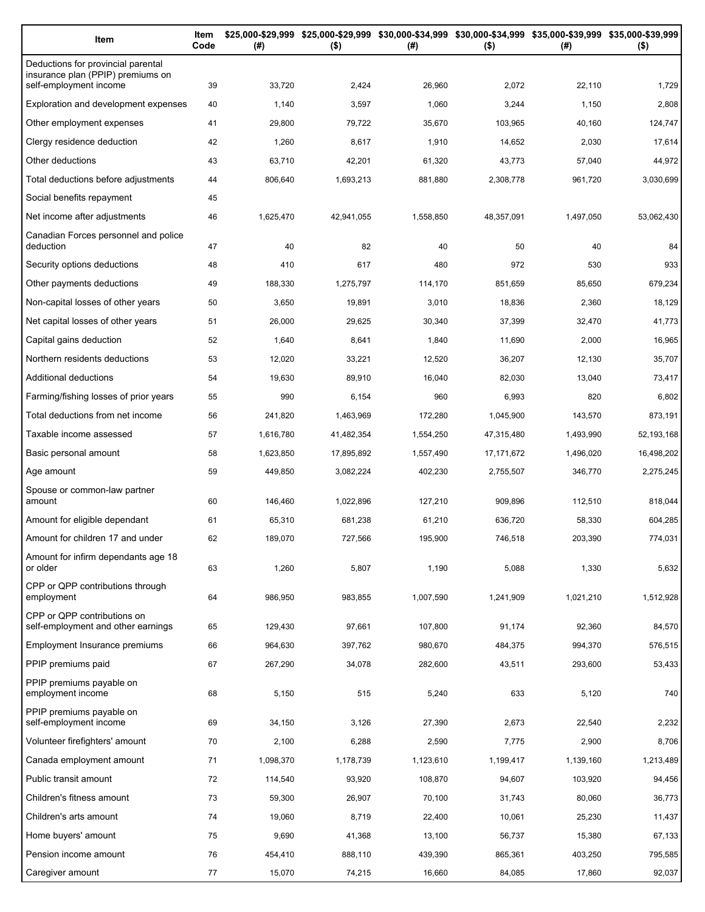| Item | Item Code | $25,000-$29,999 (#) | $25,000-$29,999 ($) | $30,000-$34,999 (#) | $30,000-$34,999 ($) | $35,000-$39,999 (#) | $35,000-$39,999 ($) |
|---|---|---|---|---|---|---|---|
| Deductions for provincial parental insurance plan (PPIP) premiums on self-employment income | 39 | 33,720 | 2,424 | 26,960 | 2,072 | 22,110 | 1,729 |
| Exploration and development expenses | 40 | 1,140 | 3,597 | 1,060 | 3,244 | 1,150 | 2,808 |
| Other employment expenses | 41 | 29,800 | 79,722 | 35,670 | 103,965 | 40,160 | 124,747 |
| Clergy residence deduction | 42 | 1,260 | 8,617 | 1,910 | 14,652 | 2,030 | 17,614 |
| Other deductions | 43 | 63,710 | 42,201 | 61,320 | 43,773 | 57,040 | 44,972 |
| Total deductions before adjustments | 44 | 806,640 | 1,693,213 | 881,880 | 2,308,778 | 961,720 | 3,030,699 |
| Social benefits repayment | 45 | | | | | | |
| Net income after adjustments | 46 | 1,625,470 | 42,941,055 | 1,558,850 | 48,357,091 | 1,497,050 | 53,062,430 |
| Canadian Forces personnel and police deduction | 47 | 40 | 82 | 40 | 50 | 40 | 84 |
| Security options deductions | 48 | 410 | 617 | 480 | 972 | 530 | 933 |
| Other payments deductions | 49 | 188,330 | 1,275,797 | 114,170 | 851,659 | 85,650 | 679,234 |
| Non-capital losses of other years | 50 | 3,650 | 19,891 | 3,010 | 18,836 | 2,360 | 18,129 |
| Net capital losses of other years | 51 | 26,000 | 29,625 | 30,340 | 37,399 | 32,470 | 41,773 |
| Capital gains deduction | 52 | 1,640 | 8,641 | 1,840 | 11,690 | 2,000 | 16,965 |
| Northern residents deductions | 53 | 12,020 | 33,221 | 12,520 | 36,207 | 12,130 | 35,707 |
| Additional deductions | 54 | 19,630 | 89,910 | 16,040 | 82,030 | 13,040 | 73,417 |
| Farming/fishing losses of prior years | 55 | 990 | 6,154 | 960 | 6,993 | 820 | 6,802 |
| Total deductions from net income | 56 | 241,820 | 1,463,969 | 172,280 | 1,045,900 | 143,570 | 873,191 |
| Taxable income assessed | 57 | 1,616,780 | 41,482,354 | 1,554,250 | 47,315,480 | 1,493,990 | 52,193,168 |
| Basic personal amount | 58 | 1,623,850 | 17,895,892 | 1,557,490 | 17,171,672 | 1,496,020 | 16,498,202 |
| Age amount | 59 | 449,850 | 3,082,224 | 402,230 | 2,755,507 | 346,770 | 2,275,245 |
| Spouse or common-law partner amount | 60 | 146,460 | 1,022,896 | 127,210 | 909,896 | 112,510 | 818,044 |
| Amount for eligible dependant | 61 | 65,310 | 681,238 | 61,210 | 636,720 | 58,330 | 604,285 |
| Amount for children 17 and under | 62 | 189,070 | 727,566 | 195,900 | 746,518 | 203,390 | 774,031 |
| Amount for infirm dependants age 18 or older | 63 | 1,260 | 5,807 | 1,190 | 5,088 | 1,330 | 5,632 |
| CPP or QPP contributions through employment | 64 | 986,950 | 983,855 | 1,007,590 | 1,241,909 | 1,021,210 | 1,512,928 |
| CPP or QPP contributions on self-employment and other earnings | 65 | 129,430 | 97,661 | 107,800 | 91,174 | 92,360 | 84,570 |
| Employment Insurance premiums | 66 | 964,630 | 397,762 | 980,670 | 484,375 | 994,370 | 576,515 |
| PPIP premiums paid | 67 | 267,290 | 34,078 | 282,600 | 43,511 | 293,600 | 53,433 |
| PPIP premiums payable on employment income | 68 | 5,150 | 515 | 5,240 | 633 | 5,120 | 740 |
| PPIP premiums payable on self-employment income | 69 | 34,150 | 3,126 | 27,390 | 2,673 | 22,540 | 2,232 |
| Volunteer firefighters' amount | 70 | 2,100 | 6,288 | 2,590 | 7,775 | 2,900 | 8,706 |
| Canada employment amount | 71 | 1,098,370 | 1,178,739 | 1,123,610 | 1,199,417 | 1,139,160 | 1,213,489 |
| Public transit amount | 72 | 114,540 | 93,920 | 108,870 | 94,607 | 103,920 | 94,456 |
| Children's fitness amount | 73 | 59,300 | 26,907 | 70,100 | 31,743 | 80,060 | 36,773 |
| Children's arts amount | 74 | 19,060 | 8,719 | 22,400 | 10,061 | 25,230 | 11,437 |
| Home buyers' amount | 75 | 9,690 | 41,368 | 13,100 | 56,737 | 15,380 | 67,133 |
| Pension income amount | 76 | 454,410 | 888,110 | 439,390 | 865,361 | 403,250 | 795,585 |
| Caregiver amount | 77 | 15,070 | 74,215 | 16,660 | 84,085 | 17,860 | 92,037 |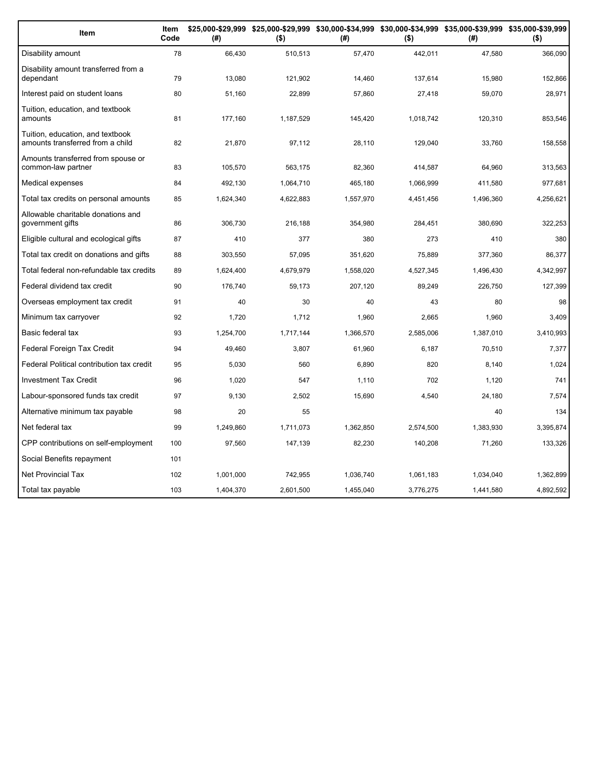| Item | Item Code | $25,000-$29,999 (#) | $25,000-$29,999 ($) | $30,000-$34,999 (#) | $30,000-$34,999 ($) | $35,000-$39,999 (#) | $35,000-$39,999 ($) |
|---|---|---|---|---|---|---|---|
| Disability amount | 78 | 66,430 | 510,513 | 57,470 | 442,011 | 47,580 | 366,090 |
| Disability amount transferred from a dependant | 79 | 13,080 | 121,902 | 14,460 | 137,614 | 15,980 | 152,866 |
| Interest paid on student loans | 80 | 51,160 | 22,899 | 57,860 | 27,418 | 59,070 | 28,971 |
| Tuition, education, and textbook amounts | 81 | 177,160 | 1,187,529 | 145,420 | 1,018,742 | 120,310 | 853,546 |
| Tuition, education, and textbook amounts transferred from a child | 82 | 21,870 | 97,112 | 28,110 | 129,040 | 33,760 | 158,558 |
| Amounts transferred from spouse or common-law partner | 83 | 105,570 | 563,175 | 82,360 | 414,587 | 64,960 | 313,563 |
| Medical expenses | 84 | 492,130 | 1,064,710 | 465,180 | 1,066,999 | 411,580 | 977,681 |
| Total tax credits on personal amounts | 85 | 1,624,340 | 4,622,883 | 1,557,970 | 4,451,456 | 1,496,360 | 4,256,621 |
| Allowable charitable donations and government gifts | 86 | 306,730 | 216,188 | 354,980 | 284,451 | 380,690 | 322,253 |
| Eligible cultural and ecological gifts | 87 | 410 | 377 | 380 | 273 | 410 | 380 |
| Total tax credit on donations and gifts | 88 | 303,550 | 57,095 | 351,620 | 75,889 | 377,360 | 86,377 |
| Total federal non-refundable tax credits | 89 | 1,624,400 | 4,679,979 | 1,558,020 | 4,527,345 | 1,496,430 | 4,342,997 |
| Federal dividend tax credit | 90 | 176,740 | 59,173 | 207,120 | 89,249 | 226,750 | 127,399 |
| Overseas employment tax credit | 91 | 40 | 30 | 40 | 43 | 80 | 98 |
| Minimum tax carryover | 92 | 1,720 | 1,712 | 1,960 | 2,665 | 1,960 | 3,409 |
| Basic federal tax | 93 | 1,254,700 | 1,717,144 | 1,366,570 | 2,585,006 | 1,387,010 | 3,410,993 |
| Federal Foreign Tax Credit | 94 | 49,460 | 3,807 | 61,960 | 6,187 | 70,510 | 7,377 |
| Federal Political contribution tax credit | 95 | 5,030 | 560 | 6,890 | 820 | 8,140 | 1,024 |
| Investment Tax Credit | 96 | 1,020 | 547 | 1,110 | 702 | 1,120 | 741 |
| Labour-sponsored funds tax credit | 97 | 9,130 | 2,502 | 15,690 | 4,540 | 24,180 | 7,574 |
| Alternative minimum tax payable | 98 | 20 | 55 | | | 40 | 134 |
| Net federal tax | 99 | 1,249,860 | 1,711,073 | 1,362,850 | 2,574,500 | 1,383,930 | 3,395,874 |
| CPP contributions on self-employment | 100 | 97,560 | 147,139 | 82,230 | 140,208 | 71,260 | 133,326 |
| Social Benefits repayment | 101 | | | | | | |
| Net Provincial Tax | 102 | 1,001,000 | 742,955 | 1,036,740 | 1,061,183 | 1,034,040 | 1,362,899 |
| Total tax payable | 103 | 1,404,370 | 2,601,500 | 1,455,040 | 3,776,275 | 1,441,580 | 4,892,592 |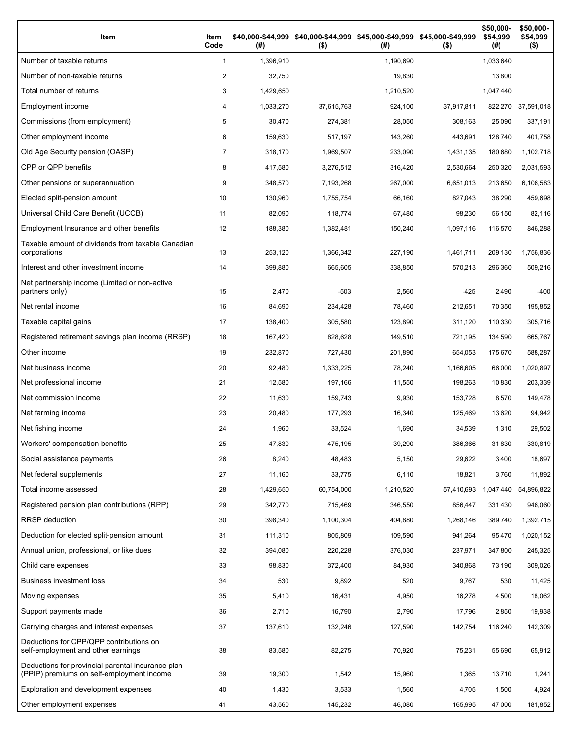| Item | Item Code | $40,000-$44,999 (#) | $40,000-$44,999 ($) | $45,000-$49,999 (#) | $45,000-$49,999 ($) | $50,000-$54,999 (#) | $50,000-$54,999 ($) |
|---|---|---|---|---|---|---|---|
| Number of taxable returns | 1 | 1,396,910 | | 1,190,690 | | 1,033,640 | |
| Number of non-taxable returns | 2 | 32,750 | | 19,830 | | 13,800 | |
| Total number of returns | 3 | 1,429,650 | | 1,210,520 | | 1,047,440 | |
| Employment income | 4 | 1,033,270 | 37,615,763 | 924,100 | 37,917,811 | 822,270 | 37,591,018 |
| Commissions (from employment) | 5 | 30,470 | 274,381 | 28,050 | 308,163 | 25,090 | 337,191 |
| Other employment income | 6 | 159,630 | 517,197 | 143,260 | 443,691 | 128,740 | 401,758 |
| Old Age Security pension (OASP) | 7 | 318,170 | 1,969,507 | 233,090 | 1,431,135 | 180,680 | 1,102,718 |
| CPP or QPP benefits | 8 | 417,580 | 3,276,512 | 316,420 | 2,530,664 | 250,320 | 2,031,593 |
| Other pensions or superannuation | 9 | 348,570 | 7,193,268 | 267,000 | 6,651,013 | 213,650 | 6,106,583 |
| Elected split-pension amount | 10 | 130,960 | 1,755,754 | 66,160 | 827,043 | 38,290 | 459,698 |
| Universal Child Care Benefit (UCCB) | 11 | 82,090 | 118,774 | 67,480 | 98,230 | 56,150 | 82,116 |
| Employment Insurance and other benefits | 12 | 188,380 | 1,382,481 | 150,240 | 1,097,116 | 116,570 | 846,288 |
| Taxable amount of dividends from taxable Canadian corporations | 13 | 253,120 | 1,366,342 | 227,190 | 1,461,711 | 209,130 | 1,756,836 |
| Interest and other investment income | 14 | 399,880 | 665,605 | 338,850 | 570,213 | 296,360 | 509,216 |
| Net partnership income (Limited or non-active partners only) | 15 | 2,470 | -503 | 2,560 | -425 | 2,490 | -400 |
| Net rental income | 16 | 84,690 | 234,428 | 78,460 | 212,651 | 70,350 | 195,852 |
| Taxable capital gains | 17 | 138,400 | 305,580 | 123,890 | 311,120 | 110,330 | 305,716 |
| Registered retirement savings plan income (RRSP) | 18 | 167,420 | 828,628 | 149,510 | 721,195 | 134,590 | 665,767 |
| Other income | 19 | 232,870 | 727,430 | 201,890 | 654,053 | 175,670 | 588,287 |
| Net business income | 20 | 92,480 | 1,333,225 | 78,240 | 1,166,605 | 66,000 | 1,020,897 |
| Net professional income | 21 | 12,580 | 197,166 | 11,550 | 198,263 | 10,830 | 203,339 |
| Net commission income | 22 | 11,630 | 159,743 | 9,930 | 153,728 | 8,570 | 149,478 |
| Net farming income | 23 | 20,480 | 177,293 | 16,340 | 125,469 | 13,620 | 94,942 |
| Net fishing income | 24 | 1,960 | 33,524 | 1,690 | 34,539 | 1,310 | 29,502 |
| Workers' compensation benefits | 25 | 47,830 | 475,195 | 39,290 | 386,366 | 31,830 | 330,819 |
| Social assistance payments | 26 | 8,240 | 48,483 | 5,150 | 29,622 | 3,400 | 18,697 |
| Net federal supplements | 27 | 11,160 | 33,775 | 6,110 | 18,821 | 3,760 | 11,892 |
| Total income assessed | 28 | 1,429,650 | 60,754,000 | 1,210,520 | 57,410,693 | 1,047,440 | 54,896,822 |
| Registered pension plan contributions (RPP) | 29 | 342,770 | 715,469 | 346,550 | 856,447 | 331,430 | 946,060 |
| RRSP deduction | 30 | 398,340 | 1,100,304 | 404,880 | 1,268,146 | 389,740 | 1,392,715 |
| Deduction for elected split-pension amount | 31 | 111,310 | 805,809 | 109,590 | 941,264 | 95,470 | 1,020,152 |
| Annual union, professional, or like dues | 32 | 394,080 | 220,228 | 376,030 | 237,971 | 347,800 | 245,325 |
| Child care expenses | 33 | 98,830 | 372,400 | 84,930 | 340,868 | 73,190 | 309,026 |
| Business investment loss | 34 | 530 | 9,892 | 520 | 9,767 | 530 | 11,425 |
| Moving expenses | 35 | 5,410 | 16,431 | 4,950 | 16,278 | 4,500 | 18,062 |
| Support payments made | 36 | 2,710 | 16,790 | 2,790 | 17,796 | 2,850 | 19,938 |
| Carrying charges and interest expenses | 37 | 137,610 | 132,246 | 127,590 | 142,754 | 116,240 | 142,309 |
| Deductions for CPP/QPP contributions on self-employment and other earnings | 38 | 83,580 | 82,275 | 70,920 | 75,231 | 55,690 | 65,912 |
| Deductions for provincial parental insurance plan (PPIP) premiums on self-employment income | 39 | 19,300 | 1,542 | 15,960 | 1,365 | 13,710 | 1,241 |
| Exploration and development expenses | 40 | 1,430 | 3,533 | 1,560 | 4,705 | 1,500 | 4,924 |
| Other employment expenses | 41 | 43,560 | 145,232 | 46,080 | 165,995 | 47,000 | 181,852 |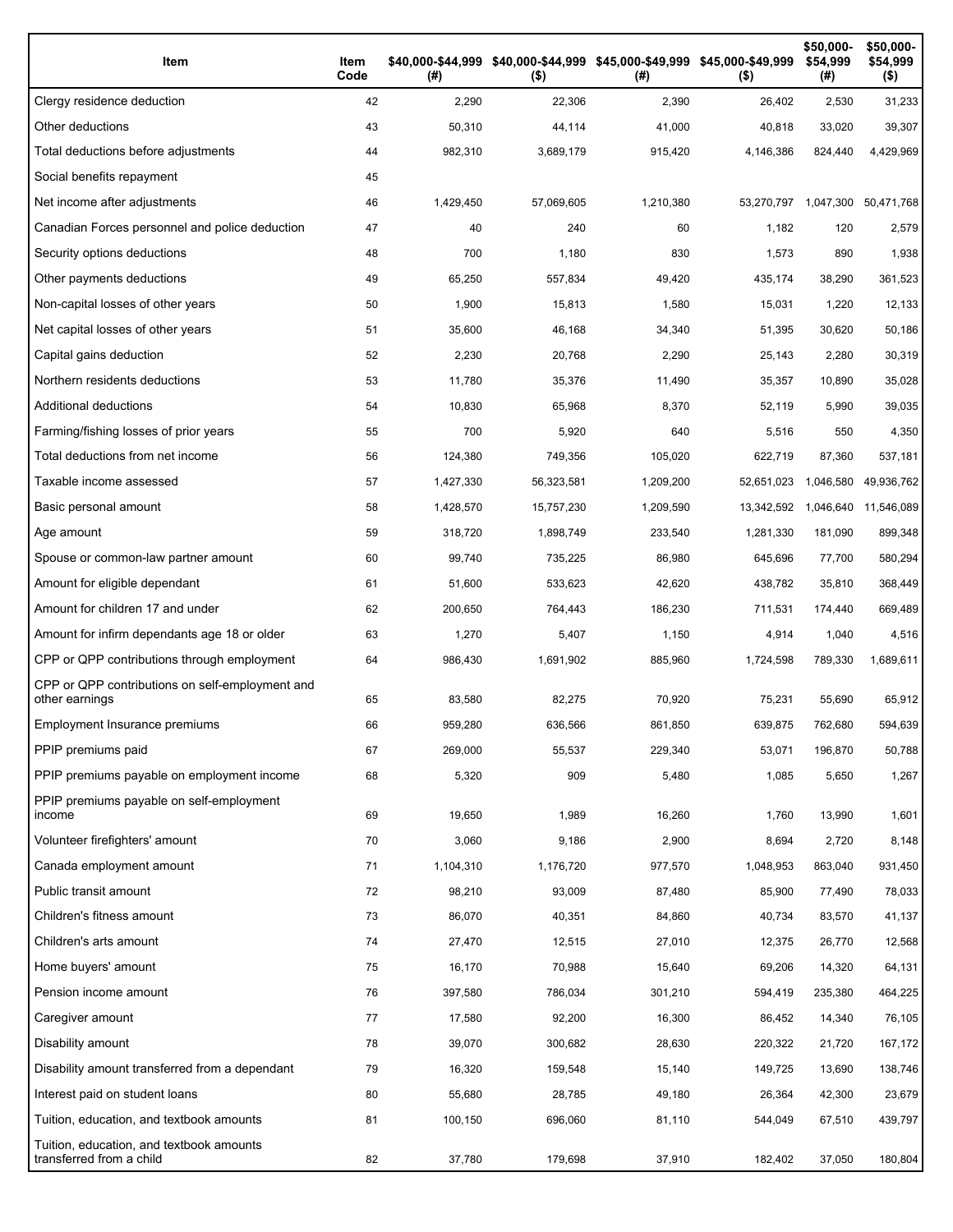| Item | Item Code | $40,000-$44,999 (#) | $40,000-$44,999 ($) | $45,000-$49,999 (#) | $45,000-$49,999 ($) | $50,000-$54,999 (#) | $50,000-$54,999 ($) |
|---|---|---|---|---|---|---|---|
| Clergy residence deduction | 42 | 2,290 | 22,306 | 2,390 | 26,402 | 2,530 | 31,233 |
| Other deductions | 43 | 50,310 | 44,114 | 41,000 | 40,818 | 33,020 | 39,307 |
| Total deductions before adjustments | 44 | 982,310 | 3,689,179 | 915,420 | 4,146,386 | 824,440 | 4,429,969 |
| Social benefits repayment | 45 | | | | | | |
| Net income after adjustments | 46 | 1,429,450 | 57,069,605 | 1,210,380 | 53,270,797 | 1,047,300 | 50,471,768 |
| Canadian Forces personnel and police deduction | 47 | 40 | 240 | 60 | 1,182 | 120 | 2,579 |
| Security options deductions | 48 | 700 | 1,180 | 830 | 1,573 | 890 | 1,938 |
| Other payments deductions | 49 | 65,250 | 557,834 | 49,420 | 435,174 | 38,290 | 361,523 |
| Non-capital losses of other years | 50 | 1,900 | 15,813 | 1,580 | 15,031 | 1,220 | 12,133 |
| Net capital losses of other years | 51 | 35,600 | 46,168 | 34,340 | 51,395 | 30,620 | 50,186 |
| Capital gains deduction | 52 | 2,230 | 20,768 | 2,290 | 25,143 | 2,280 | 30,319 |
| Northern residents deductions | 53 | 11,780 | 35,376 | 11,490 | 35,357 | 10,890 | 35,028 |
| Additional deductions | 54 | 10,830 | 65,968 | 8,370 | 52,119 | 5,990 | 39,035 |
| Farming/fishing losses of prior years | 55 | 700 | 5,920 | 640 | 5,516 | 550 | 4,350 |
| Total deductions from net income | 56 | 124,380 | 749,356 | 105,020 | 622,719 | 87,360 | 537,181 |
| Taxable income assessed | 57 | 1,427,330 | 56,323,581 | 1,209,200 | 52,651,023 | 1,046,580 | 49,936,762 |
| Basic personal amount | 58 | 1,428,570 | 15,757,230 | 1,209,590 | 13,342,592 | 1,046,640 | 11,546,089 |
| Age amount | 59 | 318,720 | 1,898,749 | 233,540 | 1,281,330 | 181,090 | 899,348 |
| Spouse or common-law partner amount | 60 | 99,740 | 735,225 | 86,980 | 645,696 | 77,700 | 580,294 |
| Amount for eligible dependant | 61 | 51,600 | 533,623 | 42,620 | 438,782 | 35,810 | 368,449 |
| Amount for children 17 and under | 62 | 200,650 | 764,443 | 186,230 | 711,531 | 174,440 | 669,489 |
| Amount for infirm dependants age 18 or older | 63 | 1,270 | 5,407 | 1,150 | 4,914 | 1,040 | 4,516 |
| CPP or QPP contributions through employment | 64 | 986,430 | 1,691,902 | 885,960 | 1,724,598 | 789,330 | 1,689,611 |
| CPP or QPP contributions on self-employment and other earnings | 65 | 83,580 | 82,275 | 70,920 | 75,231 | 55,690 | 65,912 |
| Employment Insurance premiums | 66 | 959,280 | 636,566 | 861,850 | 639,875 | 762,680 | 594,639 |
| PPIP premiums paid | 67 | 269,000 | 55,537 | 229,340 | 53,071 | 196,870 | 50,788 |
| PPIP premiums payable on employment income | 68 | 5,320 | 909 | 5,480 | 1,085 | 5,650 | 1,267 |
| PPIP premiums payable on self-employment income | 69 | 19,650 | 1,989 | 16,260 | 1,760 | 13,990 | 1,601 |
| Volunteer firefighters' amount | 70 | 3,060 | 9,186 | 2,900 | 8,694 | 2,720 | 8,148 |
| Canada employment amount | 71 | 1,104,310 | 1,176,720 | 977,570 | 1,048,953 | 863,040 | 931,450 |
| Public transit amount | 72 | 98,210 | 93,009 | 87,480 | 85,900 | 77,490 | 78,033 |
| Children's fitness amount | 73 | 86,070 | 40,351 | 84,860 | 40,734 | 83,570 | 41,137 |
| Children's arts amount | 74 | 27,470 | 12,515 | 27,010 | 12,375 | 26,770 | 12,568 |
| Home buyers' amount | 75 | 16,170 | 70,988 | 15,640 | 69,206 | 14,320 | 64,131 |
| Pension income amount | 76 | 397,580 | 786,034 | 301,210 | 594,419 | 235,380 | 464,225 |
| Caregiver amount | 77 | 17,580 | 92,200 | 16,300 | 86,452 | 14,340 | 76,105 |
| Disability amount | 78 | 39,070 | 300,682 | 28,630 | 220,322 | 21,720 | 167,172 |
| Disability amount transferred from a dependant | 79 | 16,320 | 159,548 | 15,140 | 149,725 | 13,690 | 138,746 |
| Interest paid on student loans | 80 | 55,680 | 28,785 | 49,180 | 26,364 | 42,300 | 23,679 |
| Tuition, education, and textbook amounts | 81 | 100,150 | 696,060 | 81,110 | 544,049 | 67,510 | 439,797 |
| Tuition, education, and textbook amounts transferred from a child | 82 | 37,780 | 179,698 | 37,910 | 182,402 | 37,050 | 180,804 |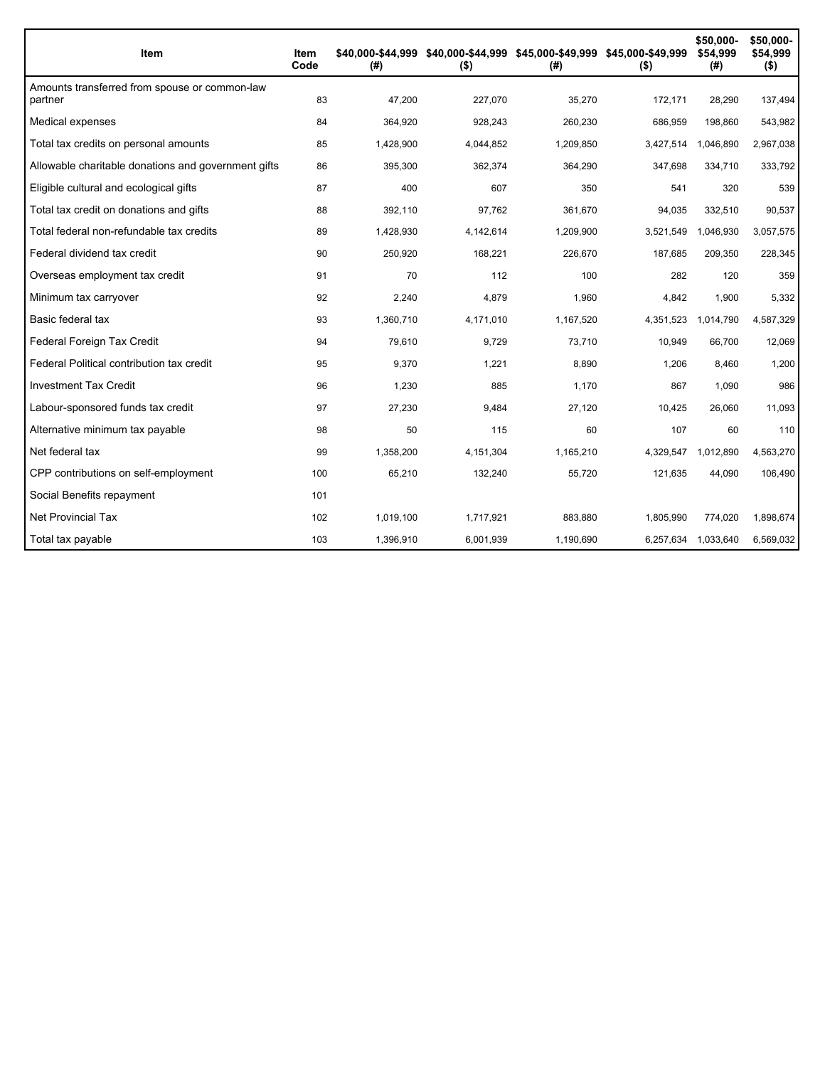| Item | Item Code | $40,000-$44,999 (#) | $40,000-$44,999 ($) | $45,000-$49,999 (#) | $45,000-$49,999 ($) | $50,000-$54,999 (#) | $50,000-$54,999 ($) |
|---|---|---|---|---|---|---|---|
| Amounts transferred from spouse or common-law partner | 83 | 47,200 | 227,070 | 35,270 | 172,171 | 28,290 | 137,494 |
| Medical expenses | 84 | 364,920 | 928,243 | 260,230 | 686,959 | 198,860 | 543,982 |
| Total tax credits on personal amounts | 85 | 1,428,900 | 4,044,852 | 1,209,850 | 3,427,514 | 1,046,890 | 2,967,038 |
| Allowable charitable donations and government gifts | 86 | 395,300 | 362,374 | 364,290 | 347,698 | 334,710 | 333,792 |
| Eligible cultural and ecological gifts | 87 | 400 | 607 | 350 | 541 | 320 | 539 |
| Total tax credit on donations and gifts | 88 | 392,110 | 97,762 | 361,670 | 94,035 | 332,510 | 90,537 |
| Total federal non-refundable tax credits | 89 | 1,428,930 | 4,142,614 | 1,209,900 | 3,521,549 | 1,046,930 | 3,057,575 |
| Federal dividend tax credit | 90 | 250,920 | 168,221 | 226,670 | 187,685 | 209,350 | 228,345 |
| Overseas employment tax credit | 91 | 70 | 112 | 100 | 282 | 120 | 359 |
| Minimum tax carryover | 92 | 2,240 | 4,879 | 1,960 | 4,842 | 1,900 | 5,332 |
| Basic federal tax | 93 | 1,360,710 | 4,171,010 | 1,167,520 | 4,351,523 | 1,014,790 | 4,587,329 |
| Federal Foreign Tax Credit | 94 | 79,610 | 9,729 | 73,710 | 10,949 | 66,700 | 12,069 |
| Federal Political contribution tax credit | 95 | 9,370 | 1,221 | 8,890 | 1,206 | 8,460 | 1,200 |
| Investment Tax Credit | 96 | 1,230 | 885 | 1,170 | 867 | 1,090 | 986 |
| Labour-sponsored funds tax credit | 97 | 27,230 | 9,484 | 27,120 | 10,425 | 26,060 | 11,093 |
| Alternative minimum tax payable | 98 | 50 | 115 | 60 | 107 | 60 | 110 |
| Net federal tax | 99 | 1,358,200 | 4,151,304 | 1,165,210 | 4,329,547 | 1,012,890 | 4,563,270 |
| CPP contributions on self-employment | 100 | 65,210 | 132,240 | 55,720 | 121,635 | 44,090 | 106,490 |
| Social Benefits repayment | 101 | | | | | | |
| Net Provincial Tax | 102 | 1,019,100 | 1,717,921 | 883,880 | 1,805,990 | 774,020 | 1,898,674 |
| Total tax payable | 103 | 1,396,910 | 6,001,939 | 1,190,690 | 6,257,634 | 1,033,640 | 6,569,032 |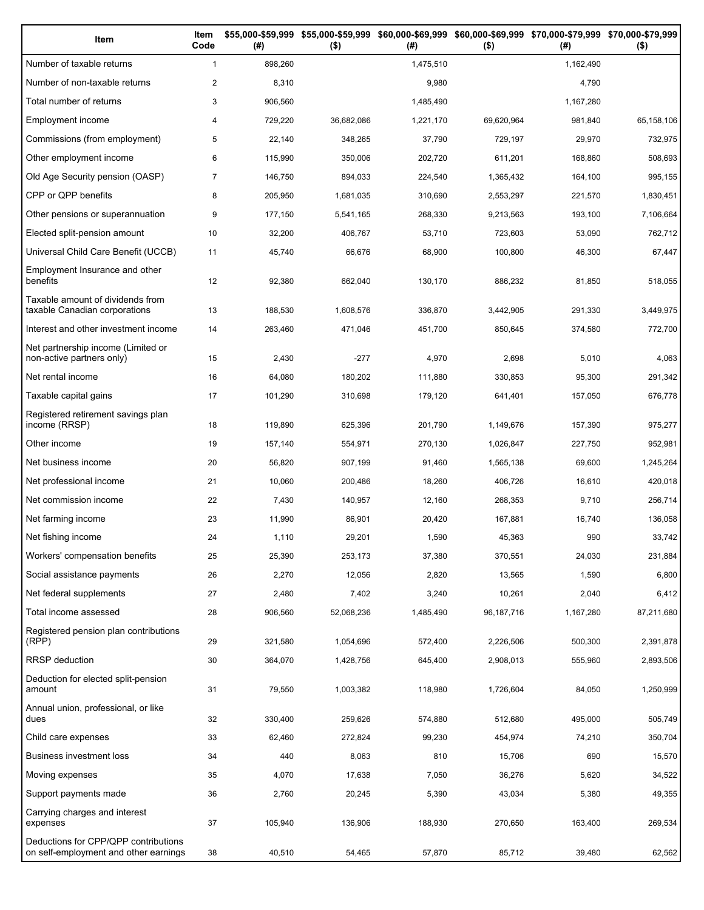| Item | Item Code | $55,000-$59,999 (#) | $55,000-$59,999 ($) | $60,000-$69,999 (#) | $60,000-$69,999 ($) | $70,000-$79,999 (#) | $70,000-$79,999 ($) |
|---|---|---|---|---|---|---|---|
| Number of taxable returns | 1 | 898,260 | | 1,475,510 | | 1,162,490 | |
| Number of non-taxable returns | 2 | 8,310 | | 9,980 | | 4,790 | |
| Total number of returns | 3 | 906,560 | | 1,485,490 | | 1,167,280 | |
| Employment income | 4 | 729,220 | 36,682,086 | 1,221,170 | 69,620,964 | 981,840 | 65,158,106 |
| Commissions (from employment) | 5 | 22,140 | 348,265 | 37,790 | 729,197 | 29,970 | 732,975 |
| Other employment income | 6 | 115,990 | 350,006 | 202,720 | 611,201 | 168,860 | 508,693 |
| Old Age Security pension (OASP) | 7 | 146,750 | 894,033 | 224,540 | 1,365,432 | 164,100 | 995,155 |
| CPP or QPP benefits | 8 | 205,950 | 1,681,035 | 310,690 | 2,553,297 | 221,570 | 1,830,451 |
| Other pensions or superannuation | 9 | 177,150 | 5,541,165 | 268,330 | 9,213,563 | 193,100 | 7,106,664 |
| Elected split-pension amount | 10 | 32,200 | 406,767 | 53,710 | 723,603 | 53,090 | 762,712 |
| Universal Child Care Benefit (UCCB) | 11 | 45,740 | 66,676 | 68,900 | 100,800 | 46,300 | 67,447 |
| Employment Insurance and other benefits | 12 | 92,380 | 662,040 | 130,170 | 886,232 | 81,850 | 518,055 |
| Taxable amount of dividends from taxable Canadian corporations | 13 | 188,530 | 1,608,576 | 336,870 | 3,442,905 | 291,330 | 3,449,975 |
| Interest and other investment income | 14 | 263,460 | 471,046 | 451,700 | 850,645 | 374,580 | 772,700 |
| Net partnership income (Limited or non-active partners only) | 15 | 2,430 | -277 | 4,970 | 2,698 | 5,010 | 4,063 |
| Net rental income | 16 | 64,080 | 180,202 | 111,880 | 330,853 | 95,300 | 291,342 |
| Taxable capital gains | 17 | 101,290 | 310,698 | 179,120 | 641,401 | 157,050 | 676,778 |
| Registered retirement savings plan income (RRSP) | 18 | 119,890 | 625,396 | 201,790 | 1,149,676 | 157,390 | 975,277 |
| Other income | 19 | 157,140 | 554,971 | 270,130 | 1,026,847 | 227,750 | 952,981 |
| Net business income | 20 | 56,820 | 907,199 | 91,460 | 1,565,138 | 69,600 | 1,245,264 |
| Net professional income | 21 | 10,060 | 200,486 | 18,260 | 406,726 | 16,610 | 420,018 |
| Net commission income | 22 | 7,430 | 140,957 | 12,160 | 268,353 | 9,710 | 256,714 |
| Net farming income | 23 | 11,990 | 86,901 | 20,420 | 167,881 | 16,740 | 136,058 |
| Net fishing income | 24 | 1,110 | 29,201 | 1,590 | 45,363 | 990 | 33,742 |
| Workers' compensation benefits | 25 | 25,390 | 253,173 | 37,380 | 370,551 | 24,030 | 231,884 |
| Social assistance payments | 26 | 2,270 | 12,056 | 2,820 | 13,565 | 1,590 | 6,800 |
| Net federal supplements | 27 | 2,480 | 7,402 | 3,240 | 10,261 | 2,040 | 6,412 |
| Total income assessed | 28 | 906,560 | 52,068,236 | 1,485,490 | 96,187,716 | 1,167,280 | 87,211,680 |
| Registered pension plan contributions (RPP) | 29 | 321,580 | 1,054,696 | 572,400 | 2,226,506 | 500,300 | 2,391,878 |
| RRSP deduction | 30 | 364,070 | 1,428,756 | 645,400 | 2,908,013 | 555,960 | 2,893,506 |
| Deduction for elected split-pension amount | 31 | 79,550 | 1,003,382 | 118,980 | 1,726,604 | 84,050 | 1,250,999 |
| Annual union, professional, or like dues | 32 | 330,400 | 259,626 | 574,880 | 512,680 | 495,000 | 505,749 |
| Child care expenses | 33 | 62,460 | 272,824 | 99,230 | 454,974 | 74,210 | 350,704 |
| Business investment loss | 34 | 440 | 8,063 | 810 | 15,706 | 690 | 15,570 |
| Moving expenses | 35 | 4,070 | 17,638 | 7,050 | 36,276 | 5,620 | 34,522 |
| Support payments made | 36 | 2,760 | 20,245 | 5,390 | 43,034 | 5,380 | 49,355 |
| Carrying charges and interest expenses | 37 | 105,940 | 136,906 | 188,930 | 270,650 | 163,400 | 269,534 |
| Deductions for CPP/QPP contributions on self-employment and other earnings | 38 | 40,510 | 54,465 | 57,870 | 85,712 | 39,480 | 62,562 |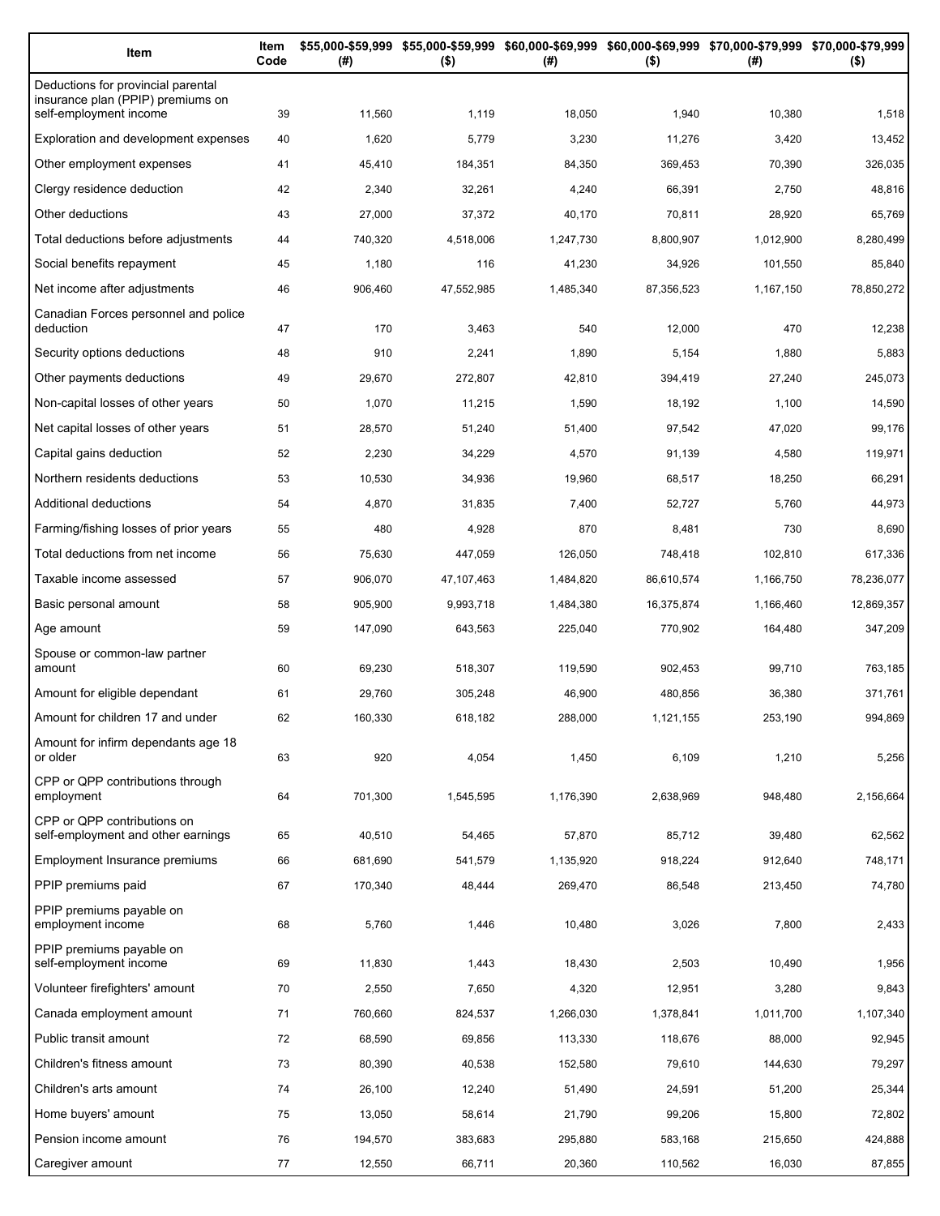| Item | Item Code | $55,000-$59,999 (#) | $55,000-$59,999 ($) | $60,000-$69,999 (#) | $60,000-$69,999 ($) | $70,000-$79,999 (#) | $70,000-$79,999 ($) |
|---|---|---|---|---|---|---|---|
| Deductions for provincial parental insurance plan (PPIP) premiums on self-employment income | 39 | 11,560 | 1,119 | 18,050 | 1,940 | 10,380 | 1,518 |
| Exploration and development expenses | 40 | 1,620 | 5,779 | 3,230 | 11,276 | 3,420 | 13,452 |
| Other employment expenses | 41 | 45,410 | 184,351 | 84,350 | 369,453 | 70,390 | 326,035 |
| Clergy residence deduction | 42 | 2,340 | 32,261 | 4,240 | 66,391 | 2,750 | 48,816 |
| Other deductions | 43 | 27,000 | 37,372 | 40,170 | 70,811 | 28,920 | 65,769 |
| Total deductions before adjustments | 44 | 740,320 | 4,518,006 | 1,247,730 | 8,800,907 | 1,012,900 | 8,280,499 |
| Social benefits repayment | 45 | 1,180 | 116 | 41,230 | 34,926 | 101,550 | 85,840 |
| Net income after adjustments | 46 | 906,460 | 47,552,985 | 1,485,340 | 87,356,523 | 1,167,150 | 78,850,272 |
| Canadian Forces personnel and police deduction | 47 | 170 | 3,463 | 540 | 12,000 | 470 | 12,238 |
| Security options deductions | 48 | 910 | 2,241 | 1,890 | 5,154 | 1,880 | 5,883 |
| Other payments deductions | 49 | 29,670 | 272,807 | 42,810 | 394,419 | 27,240 | 245,073 |
| Non-capital losses of other years | 50 | 1,070 | 11,215 | 1,590 | 18,192 | 1,100 | 14,590 |
| Net capital losses of other years | 51 | 28,570 | 51,240 | 51,400 | 97,542 | 47,020 | 99,176 |
| Capital gains deduction | 52 | 2,230 | 34,229 | 4,570 | 91,139 | 4,580 | 119,971 |
| Northern residents deductions | 53 | 10,530 | 34,936 | 19,960 | 68,517 | 18,250 | 66,291 |
| Additional deductions | 54 | 4,870 | 31,835 | 7,400 | 52,727 | 5,760 | 44,973 |
| Farming/fishing losses of prior years | 55 | 480 | 4,928 | 870 | 8,481 | 730 | 8,690 |
| Total deductions from net income | 56 | 75,630 | 447,059 | 126,050 | 748,418 | 102,810 | 617,336 |
| Taxable income assessed | 57 | 906,070 | 47,107,463 | 1,484,820 | 86,610,574 | 1,166,750 | 78,236,077 |
| Basic personal amount | 58 | 905,900 | 9,993,718 | 1,484,380 | 16,375,874 | 1,166,460 | 12,869,357 |
| Age amount | 59 | 147,090 | 643,563 | 225,040 | 770,902 | 164,480 | 347,209 |
| Spouse or common-law partner amount | 60 | 69,230 | 518,307 | 119,590 | 902,453 | 99,710 | 763,185 |
| Amount for eligible dependant | 61 | 29,760 | 305,248 | 46,900 | 480,856 | 36,380 | 371,761 |
| Amount for children 17 and under | 62 | 160,330 | 618,182 | 288,000 | 1,121,155 | 253,190 | 994,869 |
| Amount for infirm dependants age 18 or older | 63 | 920 | 4,054 | 1,450 | 6,109 | 1,210 | 5,256 |
| CPP or QPP contributions through employment | 64 | 701,300 | 1,545,595 | 1,176,390 | 2,638,969 | 948,480 | 2,156,664 |
| CPP or QPP contributions on self-employment and other earnings | 65 | 40,510 | 54,465 | 57,870 | 85,712 | 39,480 | 62,562 |
| Employment Insurance premiums | 66 | 681,690 | 541,579 | 1,135,920 | 918,224 | 912,640 | 748,171 |
| PPIP premiums paid | 67 | 170,340 | 48,444 | 269,470 | 86,548 | 213,450 | 74,780 |
| PPIP premiums payable on employment income | 68 | 5,760 | 1,446 | 10,480 | 3,026 | 7,800 | 2,433 |
| PPIP premiums payable on self-employment income | 69 | 11,830 | 1,443 | 18,430 | 2,503 | 10,490 | 1,956 |
| Volunteer firefighters' amount | 70 | 2,550 | 7,650 | 4,320 | 12,951 | 3,280 | 9,843 |
| Canada employment amount | 71 | 760,660 | 824,537 | 1,266,030 | 1,378,841 | 1,011,700 | 1,107,340 |
| Public transit amount | 72 | 68,590 | 69,856 | 113,330 | 118,676 | 88,000 | 92,945 |
| Children's fitness amount | 73 | 80,390 | 40,538 | 152,580 | 79,610 | 144,630 | 79,297 |
| Children's arts amount | 74 | 26,100 | 12,240 | 51,490 | 24,591 | 51,200 | 25,344 |
| Home buyers' amount | 75 | 13,050 | 58,614 | 21,790 | 99,206 | 15,800 | 72,802 |
| Pension income amount | 76 | 194,570 | 383,683 | 295,880 | 583,168 | 215,650 | 424,888 |
| Caregiver amount | 77 | 12,550 | 66,711 | 20,360 | 110,562 | 16,030 | 87,855 |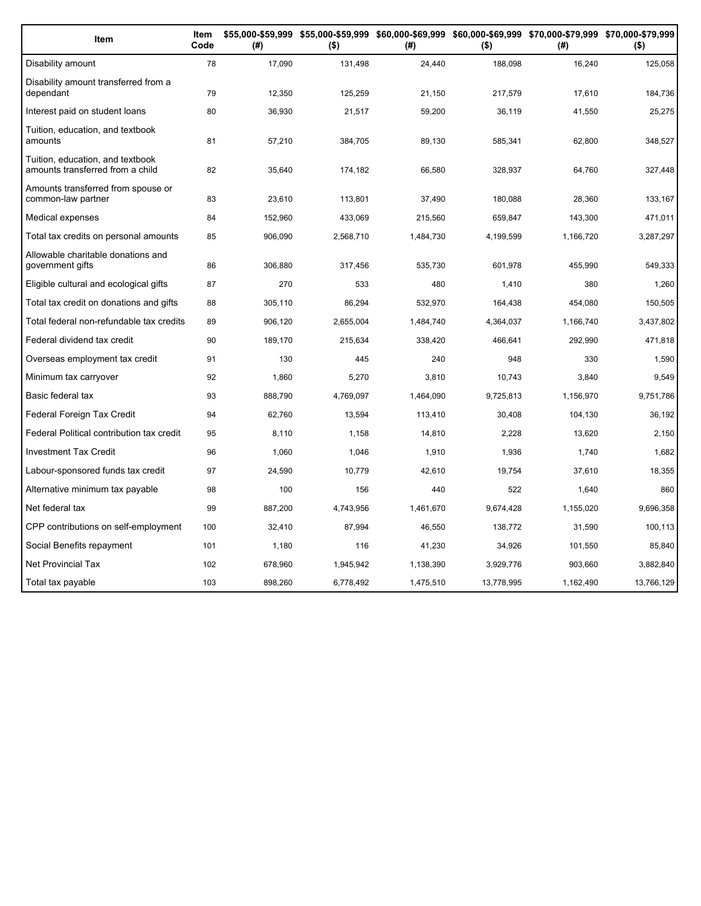| Item | Item Code | $55,000-$59,999 (#) | $55,000-$59,999 ($) | $60,000-$69,999 (#) | $60,000-$69,999 ($) | $70,000-$79,999 (#) | $70,000-$79,999 ($) |
|---|---|---|---|---|---|---|---|
| Disability amount | 78 | 17,090 | 131,498 | 24,440 | 188,098 | 16,240 | 125,058 |
| Disability amount transferred from a dependant | 79 | 12,350 | 125,259 | 21,150 | 217,579 | 17,610 | 184,736 |
| Interest paid on student loans | 80 | 36,930 | 21,517 | 59,200 | 36,119 | 41,550 | 25,275 |
| Tuition, education, and textbook amounts | 81 | 57,210 | 384,705 | 89,130 | 585,341 | 62,800 | 348,527 |
| Tuition, education, and textbook amounts transferred from a child | 82 | 35,640 | 174,182 | 66,580 | 328,937 | 64,760 | 327,448 |
| Amounts transferred from spouse or common-law partner | 83 | 23,610 | 113,801 | 37,490 | 180,088 | 28,360 | 133,167 |
| Medical expenses | 84 | 152,960 | 433,069 | 215,560 | 659,847 | 143,300 | 471,011 |
| Total tax credits on personal amounts | 85 | 906,090 | 2,568,710 | 1,484,730 | 4,199,599 | 1,166,720 | 3,287,297 |
| Allowable charitable donations and government gifts | 86 | 306,880 | 317,456 | 535,730 | 601,978 | 455,990 | 549,333 |
| Eligible cultural and ecological gifts | 87 | 270 | 533 | 480 | 1,410 | 380 | 1,260 |
| Total tax credit on donations and gifts | 88 | 305,110 | 86,294 | 532,970 | 164,438 | 454,080 | 150,505 |
| Total federal non-refundable tax credits | 89 | 906,120 | 2,655,004 | 1,484,740 | 4,364,037 | 1,166,740 | 3,437,802 |
| Federal dividend tax credit | 90 | 189,170 | 215,634 | 338,420 | 466,641 | 292,990 | 471,818 |
| Overseas employment tax credit | 91 | 130 | 445 | 240 | 948 | 330 | 1,590 |
| Minimum tax carryover | 92 | 1,860 | 5,270 | 3,810 | 10,743 | 3,840 | 9,549 |
| Basic federal tax | 93 | 888,790 | 4,769,097 | 1,464,090 | 9,725,813 | 1,156,970 | 9,751,786 |
| Federal Foreign Tax Credit | 94 | 62,760 | 13,594 | 113,410 | 30,408 | 104,130 | 36,192 |
| Federal Political contribution tax credit | 95 | 8,110 | 1,158 | 14,810 | 2,228 | 13,620 | 2,150 |
| Investment Tax Credit | 96 | 1,060 | 1,046 | 1,910 | 1,936 | 1,740 | 1,682 |
| Labour-sponsored funds tax credit | 97 | 24,590 | 10,779 | 42,610 | 19,754 | 37,610 | 18,355 |
| Alternative minimum tax payable | 98 | 100 | 156 | 440 | 522 | 1,640 | 860 |
| Net federal tax | 99 | 887,200 | 4,743,956 | 1,461,670 | 9,674,428 | 1,155,020 | 9,696,358 |
| CPP contributions on self-employment | 100 | 32,410 | 87,994 | 46,550 | 138,772 | 31,590 | 100,113 |
| Social Benefits repayment | 101 | 1,180 | 116 | 41,230 | 34,926 | 101,550 | 85,840 |
| Net Provincial Tax | 102 | 678,960 | 1,945,942 | 1,138,390 | 3,929,776 | 903,660 | 3,882,840 |
| Total tax payable | 103 | 898,260 | 6,778,492 | 1,475,510 | 13,778,995 | 1,162,490 | 13,766,129 |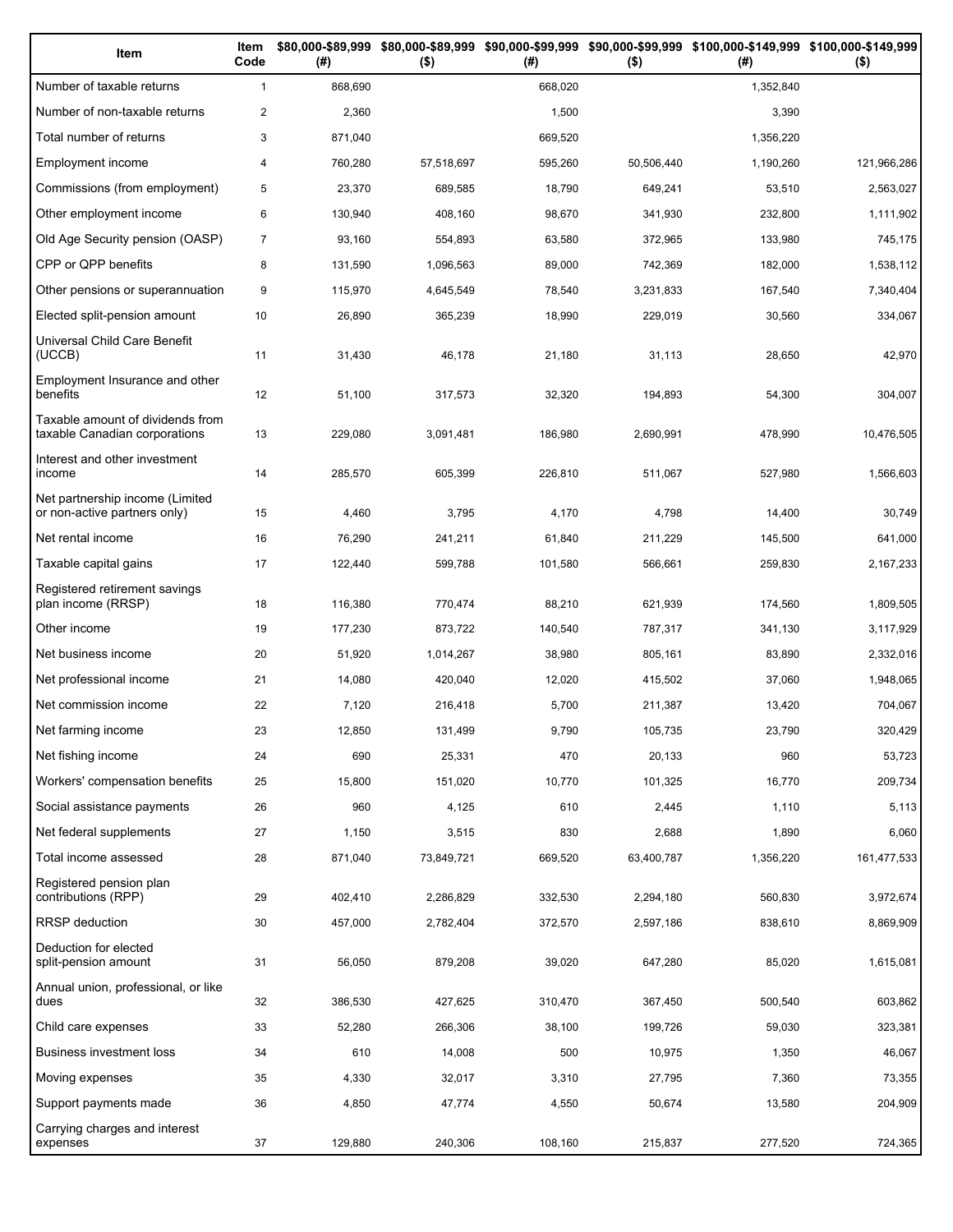| Item | Item Code | $80,000-$89,999 (#) | $80,000-$89,999 ($) | $90,000-$99,999 (#) | $90,000-$99,999 ($) | $100,000-$149,999 (#) | $100,000-$149,999 ($) |
|---|---|---|---|---|---|---|---|
| Number of taxable returns | 1 | 868,690 | | 668,020 | | 1,352,840 | |
| Number of non-taxable returns | 2 | 2,360 | | 1,500 | | 3,390 | |
| Total number of returns | 3 | 871,040 | | 669,520 | | 1,356,220 | |
| Employment income | 4 | 760,280 | 57,518,697 | 595,260 | 50,506,440 | 1,190,260 | 121,966,286 |
| Commissions (from employment) | 5 | 23,370 | 689,585 | 18,790 | 649,241 | 53,510 | 2,563,027 |
| Other employment income | 6 | 130,940 | 408,160 | 98,670 | 341,930 | 232,800 | 1,111,902 |
| Old Age Security pension (OASP) | 7 | 93,160 | 554,893 | 63,580 | 372,965 | 133,980 | 745,175 |
| CPP or QPP benefits | 8 | 131,590 | 1,096,563 | 89,000 | 742,369 | 182,000 | 1,538,112 |
| Other pensions or superannuation | 9 | 115,970 | 4,645,549 | 78,540 | 3,231,833 | 167,540 | 7,340,404 |
| Elected split-pension amount | 10 | 26,890 | 365,239 | 18,990 | 229,019 | 30,560 | 334,067 |
| Universal Child Care Benefit (UCCB) | 11 | 31,430 | 46,178 | 21,180 | 31,113 | 28,650 | 42,970 |
| Employment Insurance and other benefits | 12 | 51,100 | 317,573 | 32,320 | 194,893 | 54,300 | 304,007 |
| Taxable amount of dividends from taxable Canadian corporations | 13 | 229,080 | 3,091,481 | 186,980 | 2,690,991 | 478,990 | 10,476,505 |
| Interest and other investment income | 14 | 285,570 | 605,399 | 226,810 | 511,067 | 527,980 | 1,566,603 |
| Net partnership income (Limited or non-active partners only) | 15 | 4,460 | 3,795 | 4,170 | 4,798 | 14,400 | 30,749 |
| Net rental income | 16 | 76,290 | 241,211 | 61,840 | 211,229 | 145,500 | 641,000 |
| Taxable capital gains | 17 | 122,440 | 599,788 | 101,580 | 566,661 | 259,830 | 2,167,233 |
| Registered retirement savings plan income (RRSP) | 18 | 116,380 | 770,474 | 88,210 | 621,939 | 174,560 | 1,809,505 |
| Other income | 19 | 177,230 | 873,722 | 140,540 | 787,317 | 341,130 | 3,117,929 |
| Net business income | 20 | 51,920 | 1,014,267 | 38,980 | 805,161 | 83,890 | 2,332,016 |
| Net professional income | 21 | 14,080 | 420,040 | 12,020 | 415,502 | 37,060 | 1,948,065 |
| Net commission income | 22 | 7,120 | 216,418 | 5,700 | 211,387 | 13,420 | 704,067 |
| Net farming income | 23 | 12,850 | 131,499 | 9,790 | 105,735 | 23,790 | 320,429 |
| Net fishing income | 24 | 690 | 25,331 | 470 | 20,133 | 960 | 53,723 |
| Workers' compensation benefits | 25 | 15,800 | 151,020 | 10,770 | 101,325 | 16,770 | 209,734 |
| Social assistance payments | 26 | 960 | 4,125 | 610 | 2,445 | 1,110 | 5,113 |
| Net federal supplements | 27 | 1,150 | 3,515 | 830 | 2,688 | 1,890 | 6,060 |
| Total income assessed | 28 | 871,040 | 73,849,721 | 669,520 | 63,400,787 | 1,356,220 | 161,477,533 |
| Registered pension plan contributions (RPP) | 29 | 402,410 | 2,286,829 | 332,530 | 2,294,180 | 560,830 | 3,972,674 |
| RRSP deduction | 30 | 457,000 | 2,782,404 | 372,570 | 2,597,186 | 838,610 | 8,869,909 |
| Deduction for elected split-pension amount | 31 | 56,050 | 879,208 | 39,020 | 647,280 | 85,020 | 1,615,081 |
| Annual union, professional, or like dues | 32 | 386,530 | 427,625 | 310,470 | 367,450 | 500,540 | 603,862 |
| Child care expenses | 33 | 52,280 | 266,306 | 38,100 | 199,726 | 59,030 | 323,381 |
| Business investment loss | 34 | 610 | 14,008 | 500 | 10,975 | 1,350 | 46,067 |
| Moving expenses | 35 | 4,330 | 32,017 | 3,310 | 27,795 | 7,360 | 73,355 |
| Support payments made | 36 | 4,850 | 47,774 | 4,550 | 50,674 | 13,580 | 204,909 |
| Carrying charges and interest expenses | 37 | 129,880 | 240,306 | 108,160 | 215,837 | 277,520 | 724,365 |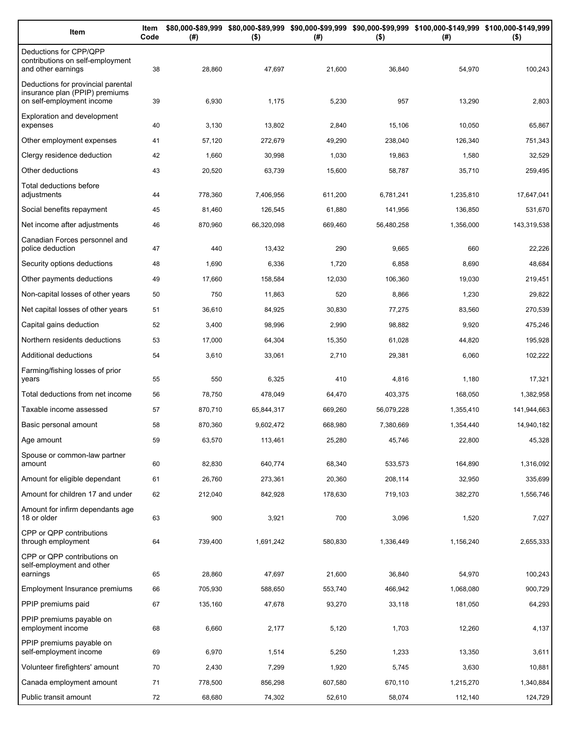| Item | Item Code | $80,000-$89,999 (#) | $80,000-$89,999 ($) | $90,000-$99,999 (#) | $90,000-$99,999 ($) | $100,000-$149,999 (#) | $100,000-$149,999 ($) |
|---|---|---|---|---|---|---|---|
| Deductions for CPP/QPP contributions on self-employment and other earnings | 38 | 28,860 | 47,697 | 21,600 | 36,840 | 54,970 | 100,243 |
| Deductions for provincial parental insurance plan (PPIP) premiums on self-employment income | 39 | 6,930 | 1,175 | 5,230 | 957 | 13,290 | 2,803 |
| Exploration and development expenses | 40 | 3,130 | 13,802 | 2,840 | 15,106 | 10,050 | 65,867 |
| Other employment expenses | 41 | 57,120 | 272,679 | 49,290 | 238,040 | 126,340 | 751,343 |
| Clergy residence deduction | 42 | 1,660 | 30,998 | 1,030 | 19,863 | 1,580 | 32,529 |
| Other deductions | 43 | 20,520 | 63,739 | 15,600 | 58,787 | 35,710 | 259,495 |
| Total deductions before adjustments | 44 | 778,360 | 7,406,956 | 611,200 | 6,781,241 | 1,235,810 | 17,647,041 |
| Social benefits repayment | 45 | 81,460 | 126,545 | 61,880 | 141,956 | 136,850 | 531,670 |
| Net income after adjustments | 46 | 870,960 | 66,320,098 | 669,460 | 56,480,258 | 1,356,000 | 143,319,538 |
| Canadian Forces personnel and police deduction | 47 | 440 | 13,432 | 290 | 9,665 | 660 | 22,226 |
| Security options deductions | 48 | 1,690 | 6,336 | 1,720 | 6,858 | 8,690 | 48,684 |
| Other payments deductions | 49 | 17,660 | 158,584 | 12,030 | 106,360 | 19,030 | 219,451 |
| Non-capital losses of other years | 50 | 750 | 11,863 | 520 | 8,866 | 1,230 | 29,822 |
| Net capital losses of other years | 51 | 36,610 | 84,925 | 30,830 | 77,275 | 83,560 | 270,539 |
| Capital gains deduction | 52 | 3,400 | 98,996 | 2,990 | 98,882 | 9,920 | 475,246 |
| Northern residents deductions | 53 | 17,000 | 64,304 | 15,350 | 61,028 | 44,820 | 195,928 |
| Additional deductions | 54 | 3,610 | 33,061 | 2,710 | 29,381 | 6,060 | 102,222 |
| Farming/fishing losses of prior years | 55 | 550 | 6,325 | 410 | 4,816 | 1,180 | 17,321 |
| Total deductions from net income | 56 | 78,750 | 478,049 | 64,470 | 403,375 | 168,050 | 1,382,958 |
| Taxable income assessed | 57 | 870,710 | 65,844,317 | 669,260 | 56,079,228 | 1,355,410 | 141,944,663 |
| Basic personal amount | 58 | 870,360 | 9,602,472 | 668,980 | 7,380,669 | 1,354,440 | 14,940,182 |
| Age amount | 59 | 63,570 | 113,461 | 25,280 | 45,746 | 22,800 | 45,328 |
| Spouse or common-law partner amount | 60 | 82,830 | 640,774 | 68,340 | 533,573 | 164,890 | 1,316,092 |
| Amount for eligible dependant | 61 | 26,760 | 273,361 | 20,360 | 208,114 | 32,950 | 335,699 |
| Amount for children 17 and under | 62 | 212,040 | 842,928 | 178,630 | 719,103 | 382,270 | 1,556,746 |
| Amount for infirm dependants age 18 or older | 63 | 900 | 3,921 | 700 | 3,096 | 1,520 | 7,027 |
| CPP or QPP contributions through employment | 64 | 739,400 | 1,691,242 | 580,830 | 1,336,449 | 1,156,240 | 2,655,333 |
| CPP or QPP contributions on self-employment and other earnings | 65 | 28,860 | 47,697 | 21,600 | 36,840 | 54,970 | 100,243 |
| Employment Insurance premiums | 66 | 705,930 | 588,650 | 553,740 | 466,942 | 1,068,080 | 900,729 |
| PPIP premiums paid | 67 | 135,160 | 47,678 | 93,270 | 33,118 | 181,050 | 64,293 |
| PPIP premiums payable on employment income | 68 | 6,660 | 2,177 | 5,120 | 1,703 | 12,260 | 4,137 |
| PPIP premiums payable on self-employment income | 69 | 6,970 | 1,514 | 5,250 | 1,233 | 13,350 | 3,611 |
| Volunteer firefighters' amount | 70 | 2,430 | 7,299 | 1,920 | 5,745 | 3,630 | 10,881 |
| Canada employment amount | 71 | 778,500 | 856,298 | 607,580 | 670,110 | 1,215,270 | 1,340,884 |
| Public transit amount | 72 | 68,680 | 74,302 | 52,610 | 58,074 | 112,140 | 124,729 |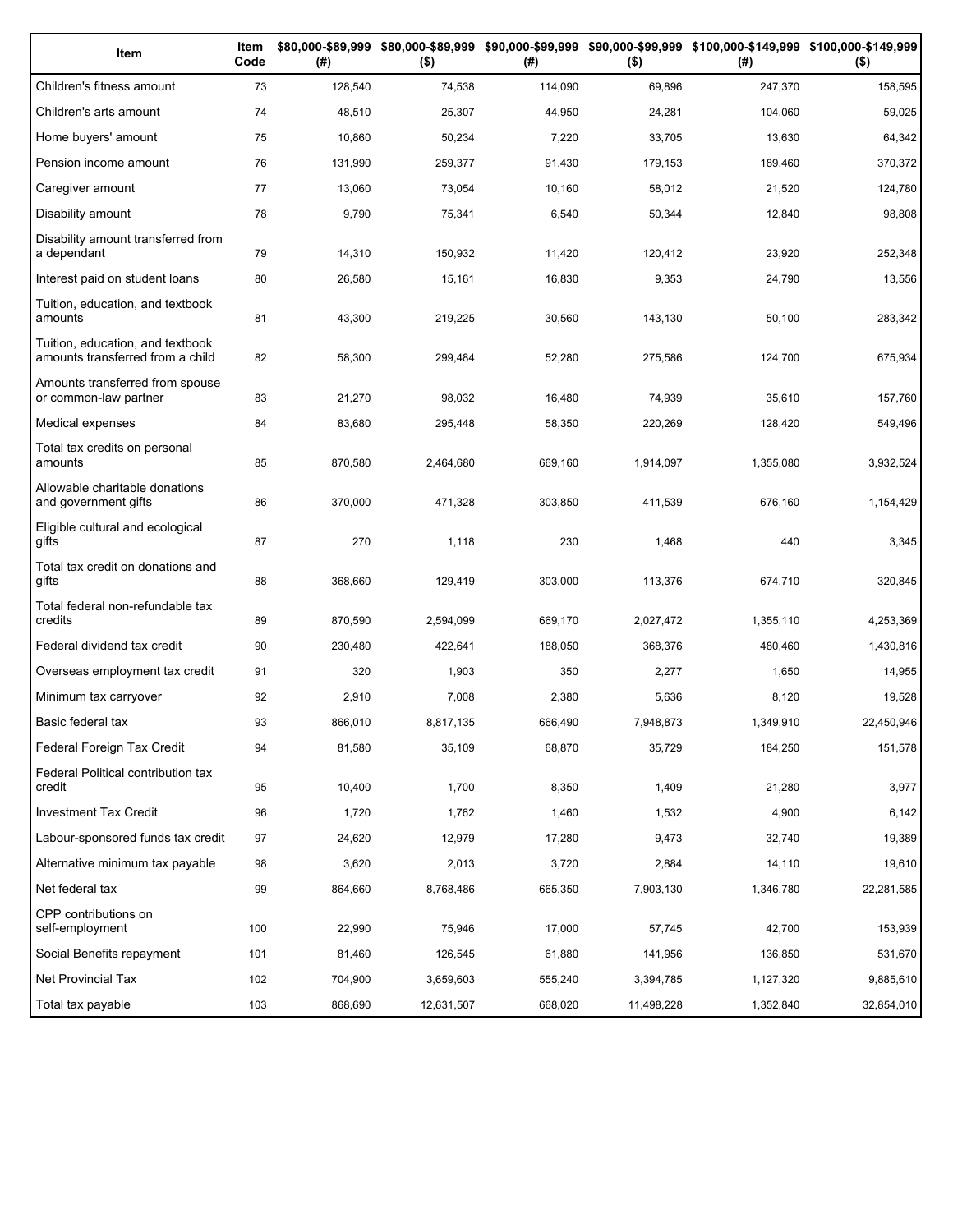| Item | Item Code | $80,000-$89,999 (#) | $80,000-$89,999 ($) | $90,000-$99,999 (#) | $90,000-$99,999 ($) | $100,000-$149,999 (#) | $100,000-$149,999 ($) |
|---|---|---|---|---|---|---|---|
| Children's fitness amount | 73 | 128,540 | 74,538 | 114,090 | 69,896 | 247,370 | 158,595 |
| Children's arts amount | 74 | 48,510 | 25,307 | 44,950 | 24,281 | 104,060 | 59,025 |
| Home buyers' amount | 75 | 10,860 | 50,234 | 7,220 | 33,705 | 13,630 | 64,342 |
| Pension income amount | 76 | 131,990 | 259,377 | 91,430 | 179,153 | 189,460 | 370,372 |
| Caregiver amount | 77 | 13,060 | 73,054 | 10,160 | 58,012 | 21,520 | 124,780 |
| Disability amount | 78 | 9,790 | 75,341 | 6,540 | 50,344 | 12,840 | 98,808 |
| Disability amount transferred from a dependant | 79 | 14,310 | 150,932 | 11,420 | 120,412 | 23,920 | 252,348 |
| Interest paid on student loans | 80 | 26,580 | 15,161 | 16,830 | 9,353 | 24,790 | 13,556 |
| Tuition, education, and textbook amounts | 81 | 43,300 | 219,225 | 30,560 | 143,130 | 50,100 | 283,342 |
| Tuition, education, and textbook amounts transferred from a child | 82 | 58,300 | 299,484 | 52,280 | 275,586 | 124,700 | 675,934 |
| Amounts transferred from spouse or common-law partner | 83 | 21,270 | 98,032 | 16,480 | 74,939 | 35,610 | 157,760 |
| Medical expenses | 84 | 83,680 | 295,448 | 58,350 | 220,269 | 128,420 | 549,496 |
| Total tax credits on personal amounts | 85 | 870,580 | 2,464,680 | 669,160 | 1,914,097 | 1,355,080 | 3,932,524 |
| Allowable charitable donations and government gifts | 86 | 370,000 | 471,328 | 303,850 | 411,539 | 676,160 | 1,154,429 |
| Eligible cultural and ecological gifts | 87 | 270 | 1,118 | 230 | 1,468 | 440 | 3,345 |
| Total tax credit on donations and gifts | 88 | 368,660 | 129,419 | 303,000 | 113,376 | 674,710 | 320,845 |
| Total federal non-refundable tax credits | 89 | 870,590 | 2,594,099 | 669,170 | 2,027,472 | 1,355,110 | 4,253,369 |
| Federal dividend tax credit | 90 | 230,480 | 422,641 | 188,050 | 368,376 | 480,460 | 1,430,816 |
| Overseas employment tax credit | 91 | 320 | 1,903 | 350 | 2,277 | 1,650 | 14,955 |
| Minimum tax carryover | 92 | 2,910 | 7,008 | 2,380 | 5,636 | 8,120 | 19,528 |
| Basic federal tax | 93 | 866,010 | 8,817,135 | 666,490 | 7,948,873 | 1,349,910 | 22,450,946 |
| Federal Foreign Tax Credit | 94 | 81,580 | 35,109 | 68,870 | 35,729 | 184,250 | 151,578 |
| Federal Political contribution tax credit | 95 | 10,400 | 1,700 | 8,350 | 1,409 | 21,280 | 3,977 |
| Investment Tax Credit | 96 | 1,720 | 1,762 | 1,460 | 1,532 | 4,900 | 6,142 |
| Labour-sponsored funds tax credit | 97 | 24,620 | 12,979 | 17,280 | 9,473 | 32,740 | 19,389 |
| Alternative minimum tax payable | 98 | 3,620 | 2,013 | 3,720 | 2,884 | 14,110 | 19,610 |
| Net federal tax | 99 | 864,660 | 8,768,486 | 665,350 | 7,903,130 | 1,346,780 | 22,281,585 |
| CPP contributions on self-employment | 100 | 22,990 | 75,946 | 17,000 | 57,745 | 42,700 | 153,939 |
| Social Benefits repayment | 101 | 81,460 | 126,545 | 61,880 | 141,956 | 136,850 | 531,670 |
| Net Provincial Tax | 102 | 704,900 | 3,659,603 | 555,240 | 3,394,785 | 1,127,320 | 9,885,610 |
| Total tax payable | 103 | 868,690 | 12,631,507 | 668,020 | 11,498,228 | 1,352,840 | 32,854,010 |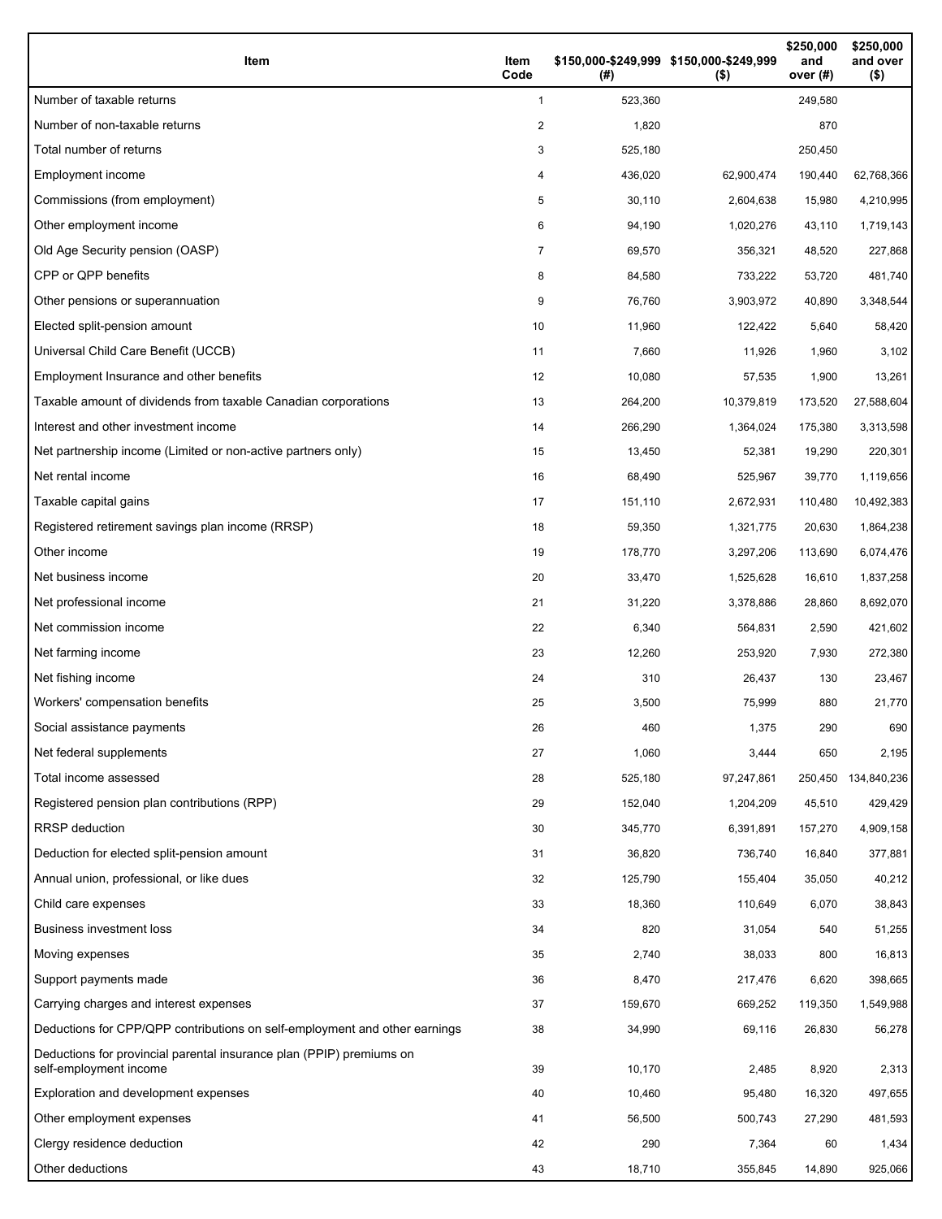| Item | Item Code | $150,000-$249,999 (#) | $150,000-$249,999 ($) | $250,000 and over (#) | $250,000 and over ($) |
|---|---|---|---|---|---|
| Number of taxable returns | 1 | 523,360 | | 249,580 | |
| Number of non-taxable returns | 2 | 1,820 | | 870 | |
| Total number of returns | 3 | 525,180 | | 250,450 | |
| Employment income | 4 | 436,020 | 62,900,474 | 190,440 | 62,768,366 |
| Commissions (from employment) | 5 | 30,110 | 2,604,638 | 15,980 | 4,210,995 |
| Other employment income | 6 | 94,190 | 1,020,276 | 43,110 | 1,719,143 |
| Old Age Security pension (OASP) | 7 | 69,570 | 356,321 | 48,520 | 227,868 |
| CPP or QPP benefits | 8 | 84,580 | 733,222 | 53,720 | 481,740 |
| Other pensions or superannuation | 9 | 76,760 | 3,903,972 | 40,890 | 3,348,544 |
| Elected split-pension amount | 10 | 11,960 | 122,422 | 5,640 | 58,420 |
| Universal Child Care Benefit (UCCB) | 11 | 7,660 | 11,926 | 1,960 | 3,102 |
| Employment Insurance and other benefits | 12 | 10,080 | 57,535 | 1,900 | 13,261 |
| Taxable amount of dividends from taxable Canadian corporations | 13 | 264,200 | 10,379,819 | 173,520 | 27,588,604 |
| Interest and other investment income | 14 | 266,290 | 1,364,024 | 175,380 | 3,313,598 |
| Net partnership income (Limited or non-active partners only) | 15 | 13,450 | 52,381 | 19,290 | 220,301 |
| Net rental income | 16 | 68,490 | 525,967 | 39,770 | 1,119,656 |
| Taxable capital gains | 17 | 151,110 | 2,672,931 | 110,480 | 10,492,383 |
| Registered retirement savings plan income (RRSP) | 18 | 59,350 | 1,321,775 | 20,630 | 1,864,238 |
| Other income | 19 | 178,770 | 3,297,206 | 113,690 | 6,074,476 |
| Net business income | 20 | 33,470 | 1,525,628 | 16,610 | 1,837,258 |
| Net professional income | 21 | 31,220 | 3,378,886 | 28,860 | 8,692,070 |
| Net commission income | 22 | 6,340 | 564,831 | 2,590 | 421,602 |
| Net farming income | 23 | 12,260 | 253,920 | 7,930 | 272,380 |
| Net fishing income | 24 | 310 | 26,437 | 130 | 23,467 |
| Workers' compensation benefits | 25 | 3,500 | 75,999 | 880 | 21,770 |
| Social assistance payments | 26 | 460 | 1,375 | 290 | 690 |
| Net federal supplements | 27 | 1,060 | 3,444 | 650 | 2,195 |
| Total income assessed | 28 | 525,180 | 97,247,861 | 250,450 | 134,840,236 |
| Registered pension plan contributions (RPP) | 29 | 152,040 | 1,204,209 | 45,510 | 429,429 |
| RRSP deduction | 30 | 345,770 | 6,391,891 | 157,270 | 4,909,158 |
| Deduction for elected split-pension amount | 31 | 36,820 | 736,740 | 16,840 | 377,881 |
| Annual union, professional, or like dues | 32 | 125,790 | 155,404 | 35,050 | 40,212 |
| Child care expenses | 33 | 18,360 | 110,649 | 6,070 | 38,843 |
| Business investment loss | 34 | 820 | 31,054 | 540 | 51,255 |
| Moving expenses | 35 | 2,740 | 38,033 | 800 | 16,813 |
| Support payments made | 36 | 8,470 | 217,476 | 6,620 | 398,665 |
| Carrying charges and interest expenses | 37 | 159,670 | 669,252 | 119,350 | 1,549,988 |
| Deductions for CPP/QPP contributions on self-employment and other earnings | 38 | 34,990 | 69,116 | 26,830 | 56,278 |
| Deductions for provincial parental insurance plan (PPIP) premiums on self-employment income | 39 | 10,170 | 2,485 | 8,920 | 2,313 |
| Exploration and development expenses | 40 | 10,460 | 95,480 | 16,320 | 497,655 |
| Other employment expenses | 41 | 56,500 | 500,743 | 27,290 | 481,593 |
| Clergy residence deduction | 42 | 290 | 7,364 | 60 | 1,434 |
| Other deductions | 43 | 18,710 | 355,845 | 14,890 | 925,066 |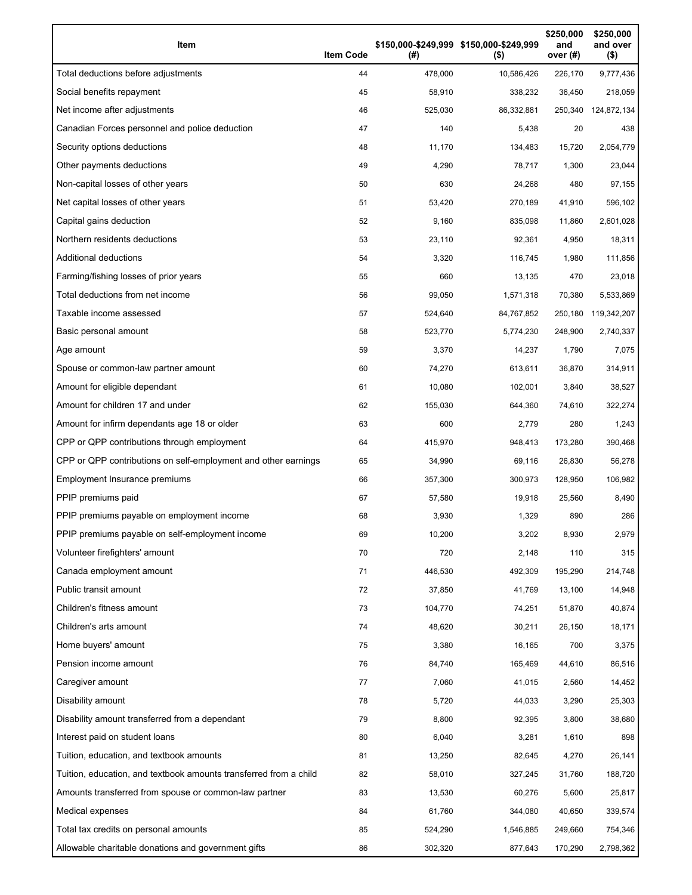| Item | Item Code | $150,000-$249,999 (#) | $150,000-$249,999 ($) | $250,000 and over (#) | $250,000 and over ($) |
| --- | --- | --- | --- | --- | --- |
| Total deductions before adjustments | 44 | 478,000 | 10,586,426 | 226,170 | 9,777,436 |
| Social benefits repayment | 45 | 58,910 | 338,232 | 36,450 | 218,059 |
| Net income after adjustments | 46 | 525,030 | 86,332,881 | 250,340 | 124,872,134 |
| Canadian Forces personnel and police deduction | 47 | 140 | 5,438 | 20 | 438 |
| Security options deductions | 48 | 11,170 | 134,483 | 15,720 | 2,054,779 |
| Other payments deductions | 49 | 4,290 | 78,717 | 1,300 | 23,044 |
| Non-capital losses of other years | 50 | 630 | 24,268 | 480 | 97,155 |
| Net capital losses of other years | 51 | 53,420 | 270,189 | 41,910 | 596,102 |
| Capital gains deduction | 52 | 9,160 | 835,098 | 11,860 | 2,601,028 |
| Northern residents deductions | 53 | 23,110 | 92,361 | 4,950 | 18,311 |
| Additional deductions | 54 | 3,320 | 116,745 | 1,980 | 111,856 |
| Farming/fishing losses of prior years | 55 | 660 | 13,135 | 470 | 23,018 |
| Total deductions from net income | 56 | 99,050 | 1,571,318 | 70,380 | 5,533,869 |
| Taxable income assessed | 57 | 524,640 | 84,767,852 | 250,180 | 119,342,207 |
| Basic personal amount | 58 | 523,770 | 5,774,230 | 248,900 | 2,740,337 |
| Age amount | 59 | 3,370 | 14,237 | 1,790 | 7,075 |
| Spouse or common-law partner amount | 60 | 74,270 | 613,611 | 36,870 | 314,911 |
| Amount for eligible dependant | 61 | 10,080 | 102,001 | 3,840 | 38,527 |
| Amount for children 17 and under | 62 | 155,030 | 644,360 | 74,610 | 322,274 |
| Amount for infirm dependants age 18 or older | 63 | 600 | 2,779 | 280 | 1,243 |
| CPP or QPP contributions through employment | 64 | 415,970 | 948,413 | 173,280 | 390,468 |
| CPP or QPP contributions on self-employment and other earnings | 65 | 34,990 | 69,116 | 26,830 | 56,278 |
| Employment Insurance premiums | 66 | 357,300 | 300,973 | 128,950 | 106,982 |
| PPIP premiums paid | 67 | 57,580 | 19,918 | 25,560 | 8,490 |
| PPIP premiums payable on employment income | 68 | 3,930 | 1,329 | 890 | 286 |
| PPIP premiums payable on self-employment income | 69 | 10,200 | 3,202 | 8,930 | 2,979 |
| Volunteer firefighters' amount | 70 | 720 | 2,148 | 110 | 315 |
| Canada employment amount | 71 | 446,530 | 492,309 | 195,290 | 214,748 |
| Public transit amount | 72 | 37,850 | 41,769 | 13,100 | 14,948 |
| Children's fitness amount | 73 | 104,770 | 74,251 | 51,870 | 40,874 |
| Children's arts amount | 74 | 48,620 | 30,211 | 26,150 | 18,171 |
| Home buyers' amount | 75 | 3,380 | 16,165 | 700 | 3,375 |
| Pension income amount | 76 | 84,740 | 165,469 | 44,610 | 86,516 |
| Caregiver amount | 77 | 7,060 | 41,015 | 2,560 | 14,452 |
| Disability amount | 78 | 5,720 | 44,033 | 3,290 | 25,303 |
| Disability amount transferred from a dependant | 79 | 8,800 | 92,395 | 3,800 | 38,680 |
| Interest paid on student loans | 80 | 6,040 | 3,281 | 1,610 | 898 |
| Tuition, education, and textbook amounts | 81 | 13,250 | 82,645 | 4,270 | 26,141 |
| Tuition, education, and textbook amounts transferred from a child | 82 | 58,010 | 327,245 | 31,760 | 188,720 |
| Amounts transferred from spouse or common-law partner | 83 | 13,530 | 60,276 | 5,600 | 25,817 |
| Medical expenses | 84 | 61,760 | 344,080 | 40,650 | 339,574 |
| Total tax credits on personal amounts | 85 | 524,290 | 1,546,885 | 249,660 | 754,346 |
| Allowable charitable donations and government gifts | 86 | 302,320 | 877,643 | 170,290 | 2,798,362 |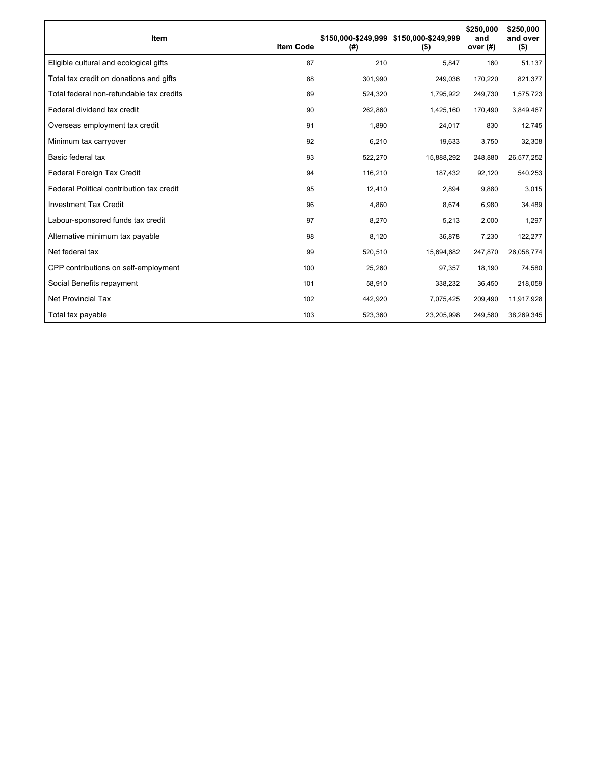| Item | Item Code | $150,000-$249,999 (#) | $150,000-$249,999 ($) | $250,000 and over (#) | $250,000 and over ($) |
|---|---|---|---|---|---|
| Eligible cultural and ecological gifts | 87 | 210 | 5,847 | 160 | 51,137 |
| Total tax credit on donations and gifts | 88 | 301,990 | 249,036 | 170,220 | 821,377 |
| Total federal non-refundable tax credits | 89 | 524,320 | 1,795,922 | 249,730 | 1,575,723 |
| Federal dividend tax credit | 90 | 262,860 | 1,425,160 | 170,490 | 3,849,467 |
| Overseas employment tax credit | 91 | 1,890 | 24,017 | 830 | 12,745 |
| Minimum tax carryover | 92 | 6,210 | 19,633 | 3,750 | 32,308 |
| Basic federal tax | 93 | 522,270 | 15,888,292 | 248,880 | 26,577,252 |
| Federal Foreign Tax Credit | 94 | 116,210 | 187,432 | 92,120 | 540,253 |
| Federal Political contribution tax credit | 95 | 12,410 | 2,894 | 9,880 | 3,015 |
| Investment Tax Credit | 96 | 4,860 | 8,674 | 6,980 | 34,489 |
| Labour-sponsored funds tax credit | 97 | 8,270 | 5,213 | 2,000 | 1,297 |
| Alternative minimum tax payable | 98 | 8,120 | 36,878 | 7,230 | 122,277 |
| Net federal tax | 99 | 520,510 | 15,694,682 | 247,870 | 26,058,774 |
| CPP contributions on self-employment | 100 | 25,260 | 97,357 | 18,190 | 74,580 |
| Social Benefits repayment | 101 | 58,910 | 338,232 | 36,450 | 218,059 |
| Net Provincial Tax | 102 | 442,920 | 7,075,425 | 209,490 | 11,917,928 |
| Total tax payable | 103 | 523,360 | 23,205,998 | 249,580 | 38,269,345 |